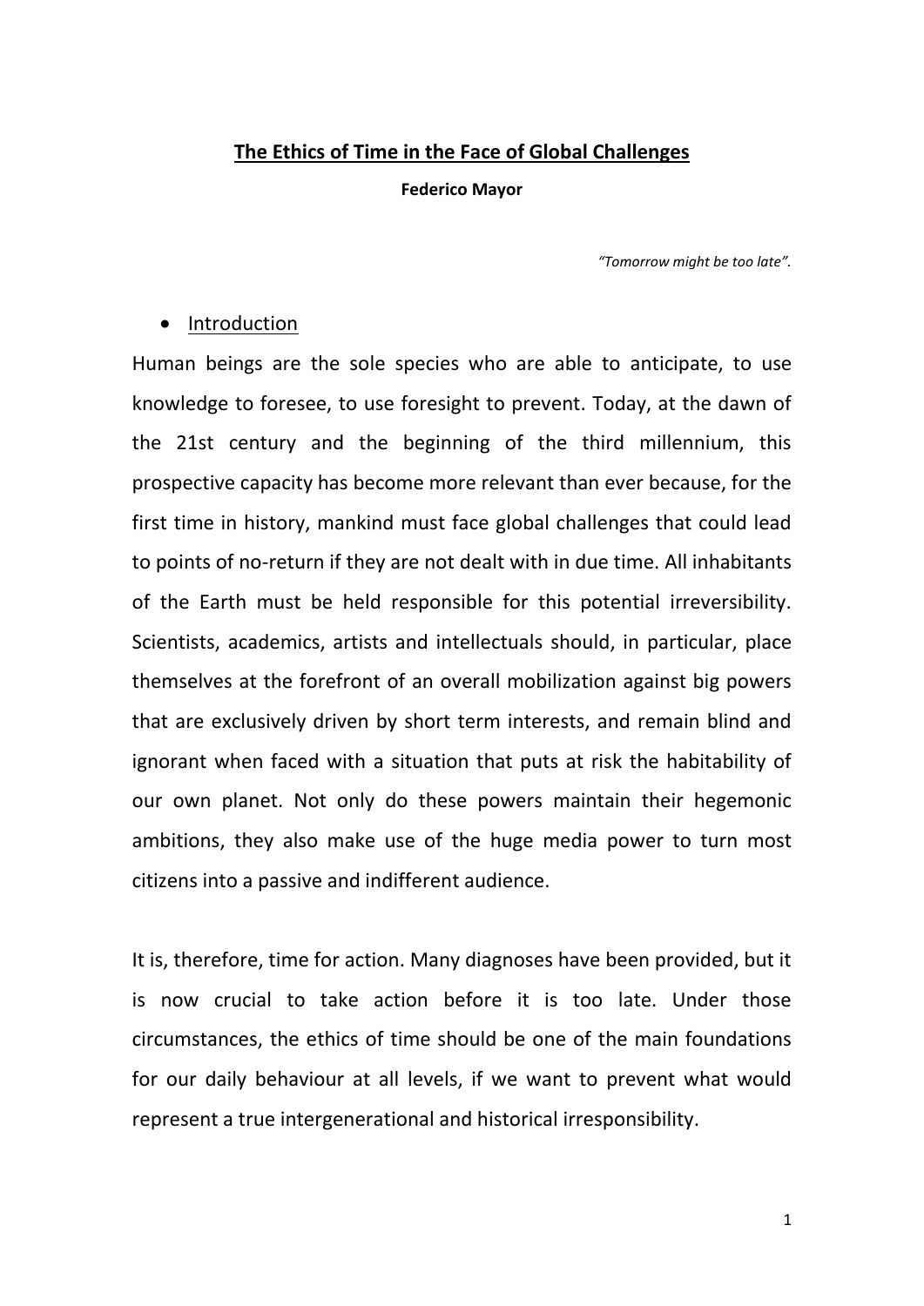# The Ethics of Time in the Face of Global Challenges

**Federico Mayor**

*"Tomorrow might be too late".*

- Introduction

Human beings are the sole species who are able to anticipate, to use knowledge to foresee, to use foresight to prevent. Today, at the dawn of the 21st century and the beginning of the third millennium, this prospective capacity has become more relevant than ever because, for the first time in history, mankind must face global challenges that could lead to points of no-return if they are not dealt with in due time. All inhabitants of the Earth must be held responsible for this potential irreversibility. Scientists, academics, artists and intellectuals should, in particular, place themselves at the forefront of an overall mobilization against big powers that are exclusively driven by short term interests, and remain blind and ignorant when faced with a situation that puts at risk the habitability of our own planet. Not only do these powers maintain their hegemonic ambitions, they also make use of the huge media power to turn most citizens into a passive and indifferent audience.

It is, therefore, time for action. Many diagnoses have been provided, but it is now crucial to take action before it is too late. Under those circumstances, the ethics of time should be one of the main foundations for our daily behaviour at all levels, if we want to prevent what would represent a true intergenerational and historical irresponsibility.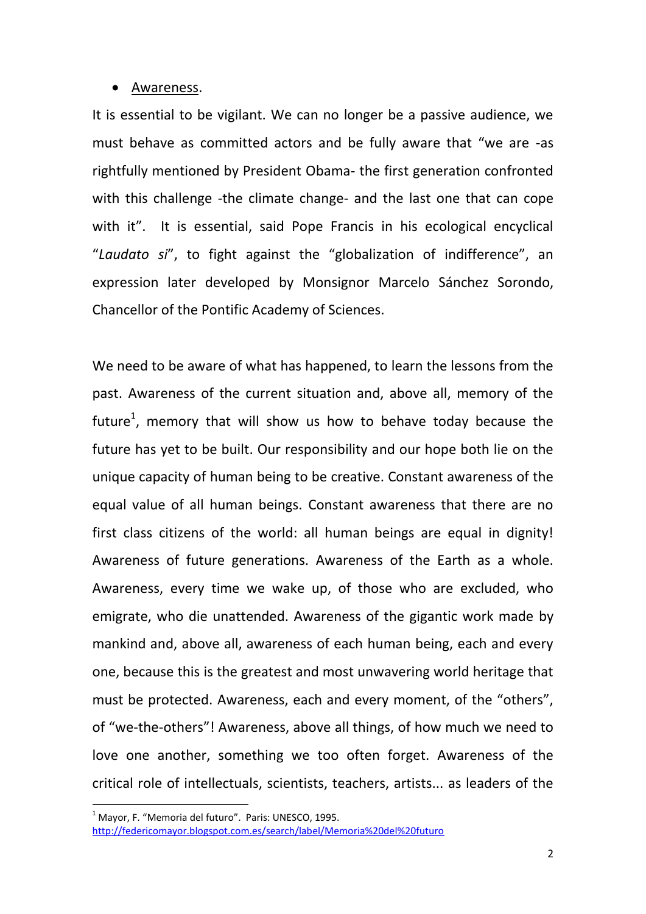- Awareness.

It is essential to be vigilant. We can no longer be a passive audience, we must behave as committed actors and be fully aware that "we are -as rightfully mentioned by President Obama- the first generation confronted with this challenge -the climate change- and the last one that can cope with it". It is essential, said Pope Francis in his ecological encyclical "*Laudato si*", to fight against the "globalization of indifference", an expression later developed by Monsignor Marcelo Sánchez Sorondo, Chancellor of the Pontific Academy of Sciences.

We need to be aware of what has happened, to learn the lessons from the past. Awareness of the current situation and, above all, memory of the future[1], memory that will show us how to behave today because the future has yet to be built. Our responsibility and our hope both lie on the unique capacity of human being to be creative. Constant awareness of the equal value of all human beings. Constant awareness that there are no first class citizens of the world: all human beings are equal in dignity! Awareness of future generations. Awareness of the Earth as a whole. Awareness, every time we wake up, of those who are excluded, who emigrate, who die unattended. Awareness of the gigantic work made by mankind and, above all, awareness of each human being, each and every one, because this is the greatest and most unwavering world heritage that must be protected. Awareness, each and every moment, of the "others", of "we-the-others"! Awareness, above all things, of how much we need to love one another, something we too often forget. Awareness of the critical role of intellectuals, scientists, teachers, artists... as leaders of the

---

[1] Mayor, F. "Memoria del futuro". Paris: UNESCO, 1995. http://federicomayor.blogspot.com.es/search/label/Memoria%20del%20futuro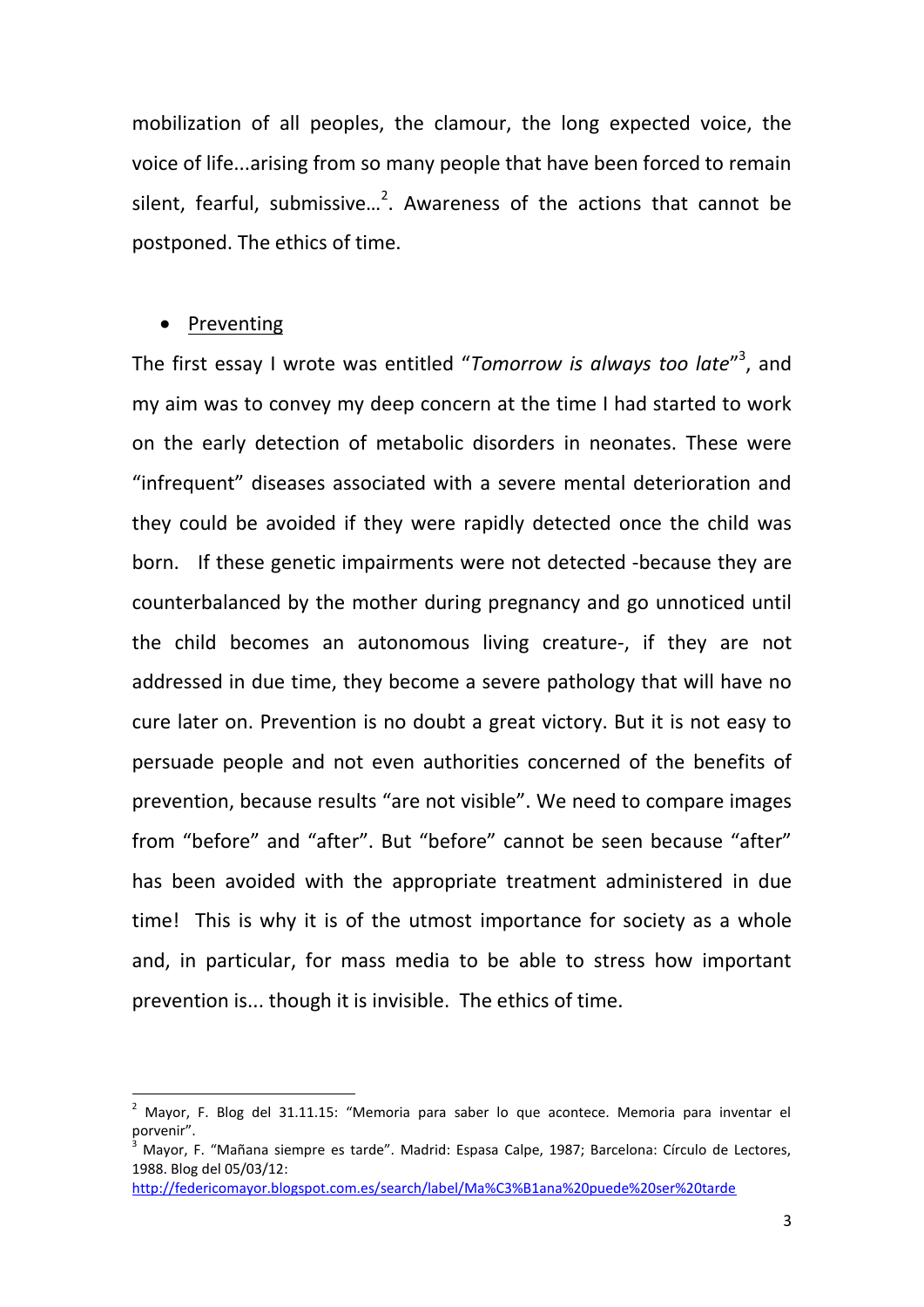mobilization of all peoples, the clamour, the long expected voice, the voice of life...arising from so many people that have been forced to remain silent, fearful, submissive…[2]. Awareness of the actions that cannot be postponed. The ethics of time.

- Preventing

The first essay I wrote was entitled "*Tomorrow is always too late*"[3], and my aim was to convey my deep concern at the time I had started to work on the early detection of metabolic disorders in neonates. These were "infrequent" diseases associated with a severe mental deterioration and they could be avoided if they were rapidly detected once the child was born. If these genetic impairments were not detected -because they are counterbalanced by the mother during pregnancy and go unnoticed until the child becomes an autonomous living creature-, if they are not addressed in due time, they become a severe pathology that will have no cure later on. Prevention is no doubt a great victory. But it is not easy to persuade people and not even authorities concerned of the benefits of prevention, because results "are not visible". We need to compare images from "before" and "after". But "before" cannot be seen because "after" has been avoided with the appropriate treatment administered in due time! This is why it is of the utmost importance for society as a whole and, in particular, for mass media to be able to stress how important prevention is... though it is invisible. The ethics of time.

---

[2] Mayor, F. Blog del 31.11.15: "Memoria para saber lo que acontece. Memoria para inventar el porvenir".

[3] Mayor, F. "Mañana siempre es tarde". Madrid: Espasa Calpe, 1987; Barcelona: Círculo de Lectores, 1988. Blog del 05/03/12: http://federicomayor.blogspot.com.es/search/label/Ma%C3%B1ana%20puede%20ser%20tarde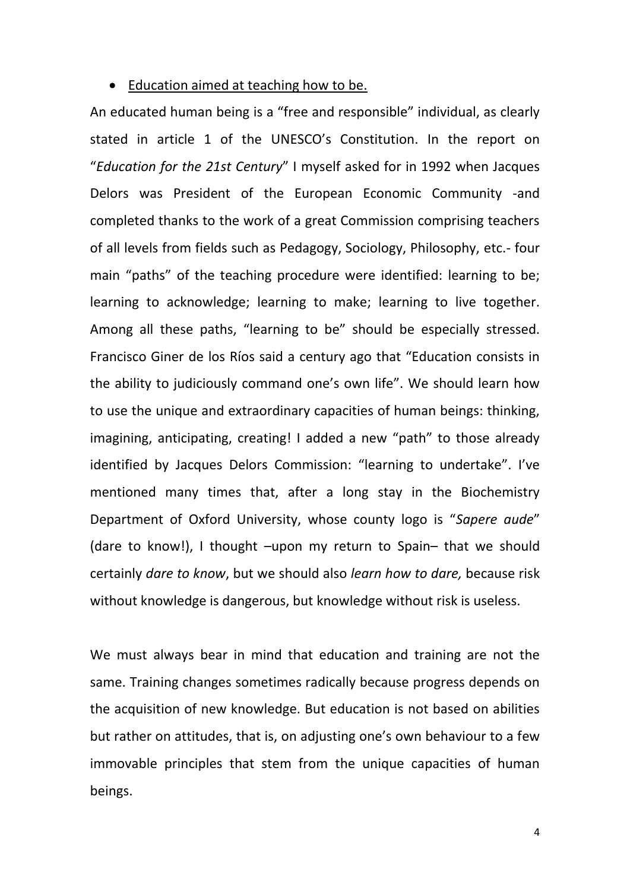- Education aimed at teaching how to be.

An educated human being is a "free and responsible" individual, as clearly stated in article 1 of the UNESCO's Constitution. In the report on "*Education for the 21st Century*" I myself asked for in 1992 when Jacques Delors was President of the European Economic Community -and completed thanks to the work of a great Commission comprising teachers of all levels from fields such as Pedagogy, Sociology, Philosophy, etc.- four main "paths" of the teaching procedure were identified: learning to be; learning to acknowledge; learning to make; learning to live together. Among all these paths, "learning to be" should be especially stressed. Francisco Giner de los Ríos said a century ago that "Education consists in the ability to judiciously command one's own life". We should learn how to use the unique and extraordinary capacities of human beings: thinking, imagining, anticipating, creating! I added a new "path" to those already identified by Jacques Delors Commission: "learning to undertake". I've mentioned many times that, after a long stay in the Biochemistry Department of Oxford University, whose county logo is "*Sapere aude*" (dare to know!), I thought –upon my return to Spain– that we should certainly *dare to know*, but we should also *learn how to dare,* because risk without knowledge is dangerous, but knowledge without risk is useless.

We must always bear in mind that education and training are not the same. Training changes sometimes radically because progress depends on the acquisition of new knowledge. But education is not based on abilities but rather on attitudes, that is, on adjusting one's own behaviour to a few immovable principles that stem from the unique capacities of human beings.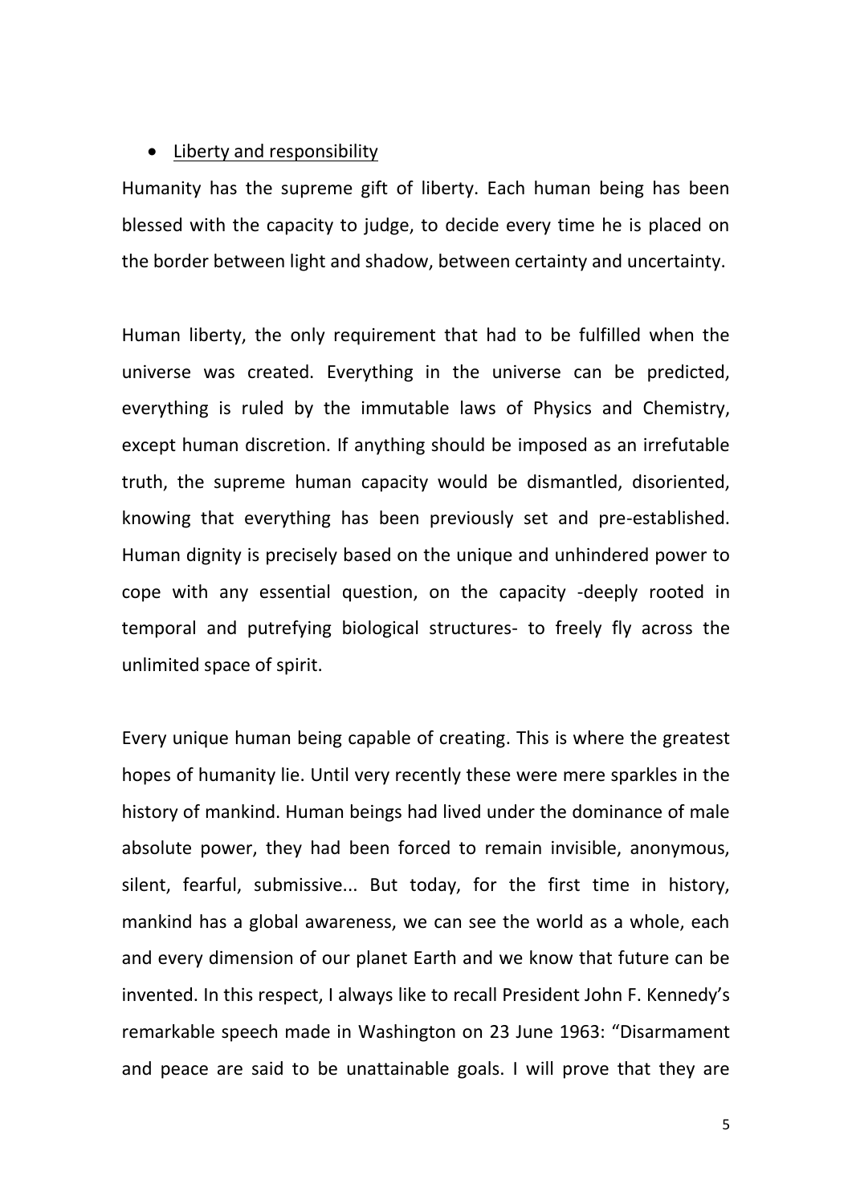- Liberty and responsibility

Humanity has the supreme gift of liberty. Each human being has been blessed with the capacity to judge, to decide every time he is placed on the border between light and shadow, between certainty and uncertainty.

Human liberty, the only requirement that had to be fulfilled when the universe was created. Everything in the universe can be predicted, everything is ruled by the immutable laws of Physics and Chemistry, except human discretion. If anything should be imposed as an irrefutable truth, the supreme human capacity would be dismantled, disoriented, knowing that everything has been previously set and pre-established. Human dignity is precisely based on the unique and unhindered power to cope with any essential question, on the capacity -deeply rooted in temporal and putrefying biological structures- to freely fly across the unlimited space of spirit.

Every unique human being capable of creating. This is where the greatest hopes of humanity lie. Until very recently these were mere sparkles in the history of mankind. Human beings had lived under the dominance of male absolute power, they had been forced to remain invisible, anonymous, silent, fearful, submissive... But today, for the first time in history, mankind has a global awareness, we can see the world as a whole, each and every dimension of our planet Earth and we know that future can be invented. In this respect, I always like to recall President John F. Kennedy's remarkable speech made in Washington on 23 June 1963: "Disarmament and peace are said to be unattainable goals. I will prove that they are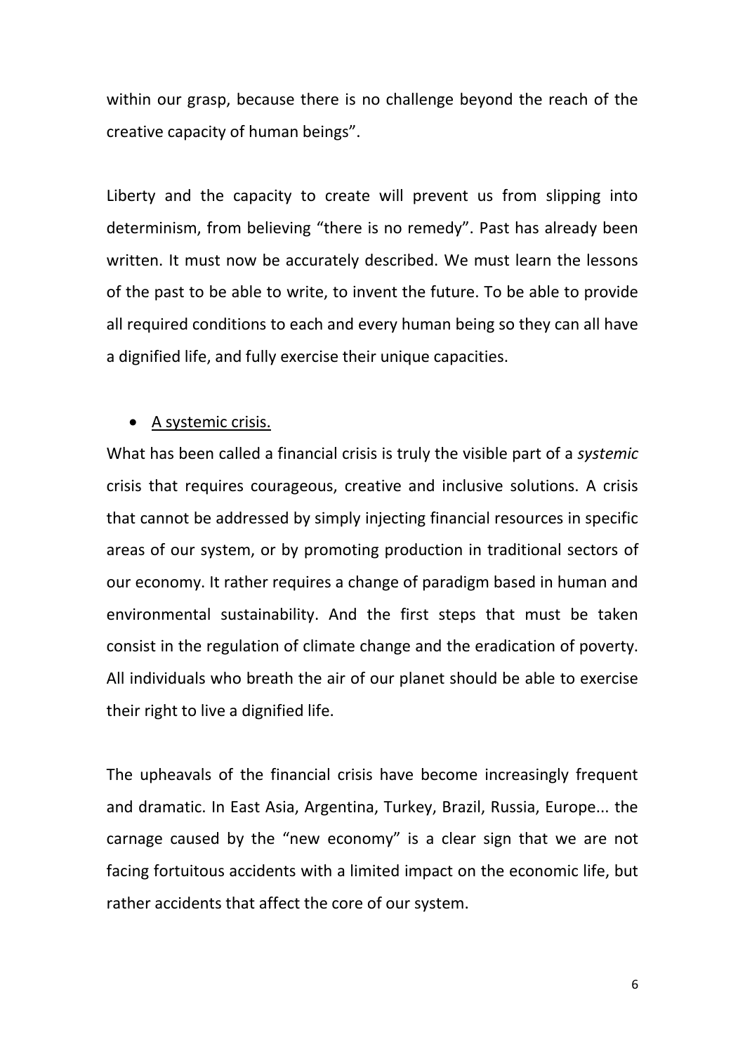within our grasp, because there is no challenge beyond the reach of the creative capacity of human beings".

Liberty and the capacity to create will prevent us from slipping into determinism, from believing "there is no remedy". Past has already been written. It must now be accurately described. We must learn the lessons of the past to be able to write, to invent the future. To be able to provide all required conditions to each and every human being so they can all have a dignified life, and fully exercise their unique capacities.

- <u>A systemic crisis.</u>

What has been called a financial crisis is truly the visible part of a *systemic* crisis that requires courageous, creative and inclusive solutions. A crisis that cannot be addressed by simply injecting financial resources in specific areas of our system, or by promoting production in traditional sectors of our economy. It rather requires a change of paradigm based in human and environmental sustainability. And the first steps that must be taken consist in the regulation of climate change and the eradication of poverty. All individuals who breath the air of our planet should be able to exercise their right to live a dignified life.

The upheavals of the financial crisis have become increasingly frequent and dramatic. In East Asia, Argentina, Turkey, Brazil, Russia, Europe... the carnage caused by the "new economy" is a clear sign that we are not facing fortuitous accidents with a limited impact on the economic life, but rather accidents that affect the core of our system.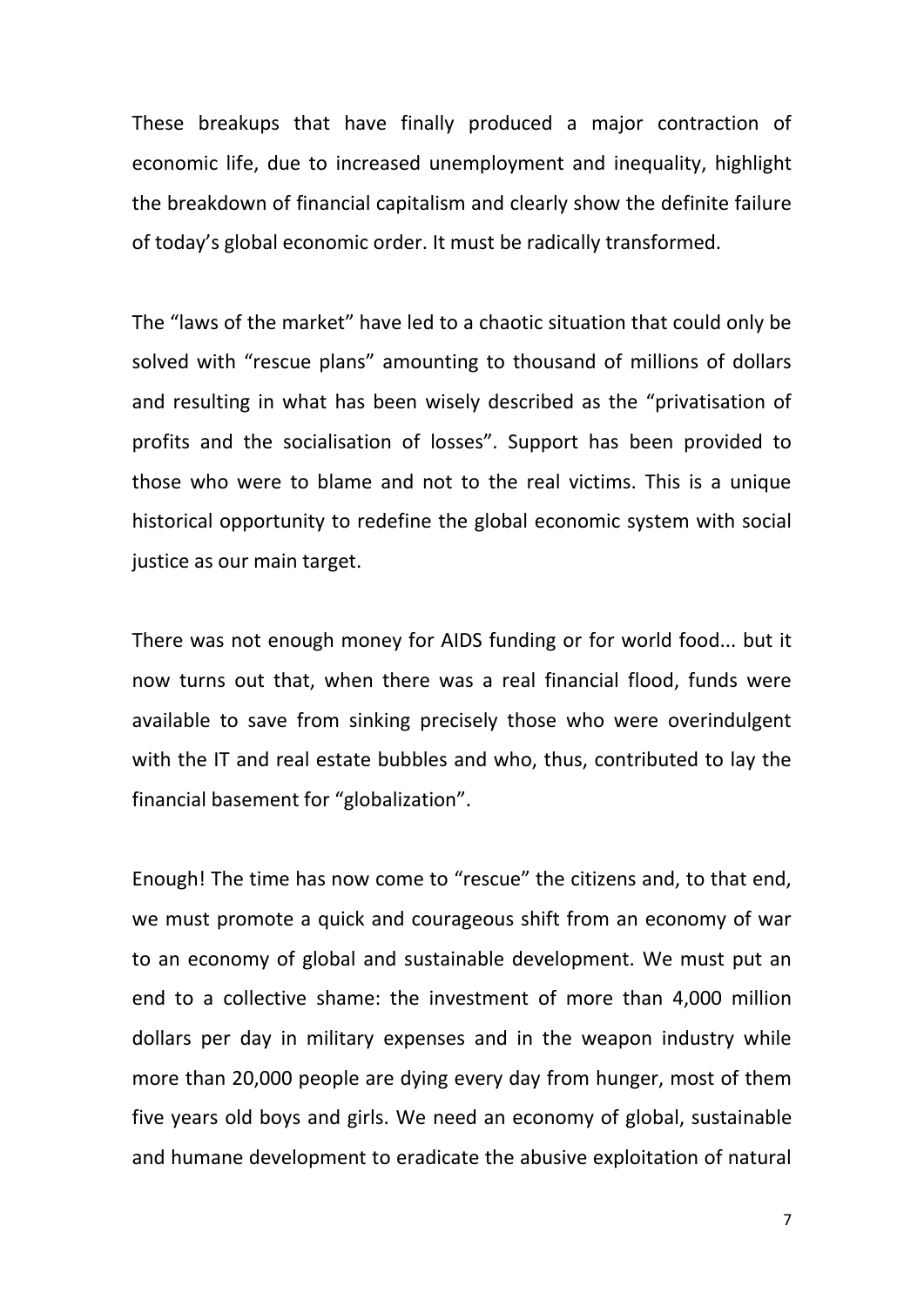These breakups that have finally produced a major contraction of economic life, due to increased unemployment and inequality, highlight the breakdown of financial capitalism and clearly show the definite failure of today's global economic order. It must be radically transformed.

The "laws of the market" have led to a chaotic situation that could only be solved with "rescue plans" amounting to thousand of millions of dollars and resulting in what has been wisely described as the "privatisation of profits and the socialisation of losses". Support has been provided to those who were to blame and not to the real victims. This is a unique historical opportunity to redefine the global economic system with social justice as our main target.

There was not enough money for AIDS funding or for world food... but it now turns out that, when there was a real financial flood, funds were available to save from sinking precisely those who were overindulgent with the IT and real estate bubbles and who, thus, contributed to lay the financial basement for "globalization".

Enough! The time has now come to "rescue" the citizens and, to that end, we must promote a quick and courageous shift from an economy of war to an economy of global and sustainable development. We must put an end to a collective shame: the investment of more than 4,000 million dollars per day in military expenses and in the weapon industry while more than 20,000 people are dying every day from hunger, most of them five years old boys and girls. We need an economy of global, sustainable and humane development to eradicate the abusive exploitation of natural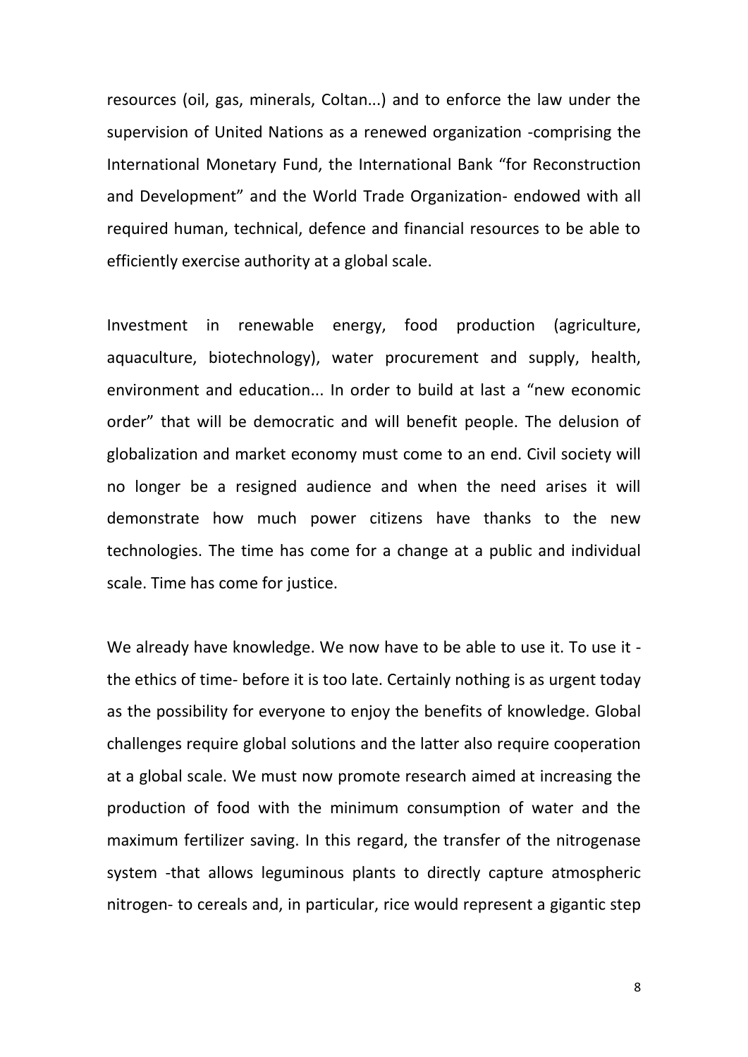resources (oil, gas, minerals, Coltan...) and to enforce the law under the supervision of United Nations as a renewed organization -comprising the International Monetary Fund, the International Bank "for Reconstruction and Development" and the World Trade Organization- endowed with all required human, technical, defence and financial resources to be able to efficiently exercise authority at a global scale.

Investment in renewable energy, food production (agriculture, aquaculture, biotechnology), water procurement and supply, health, environment and education... In order to build at last a "new economic order" that will be democratic and will benefit people. The delusion of globalization and market economy must come to an end. Civil society will no longer be a resigned audience and when the need arises it will demonstrate how much power citizens have thanks to the new technologies. The time has come for a change at a public and individual scale. Time has come for justice.

We already have knowledge. We now have to be able to use it. To use it -the ethics of time- before it is too late. Certainly nothing is as urgent today as the possibility for everyone to enjoy the benefits of knowledge. Global challenges require global solutions and the latter also require cooperation at a global scale. We must now promote research aimed at increasing the production of food with the minimum consumption of water and the maximum fertilizer saving. In this regard, the transfer of the nitrogenase system -that allows leguminous plants to directly capture atmospheric nitrogen- to cereals and, in particular, rice would represent a gigantic step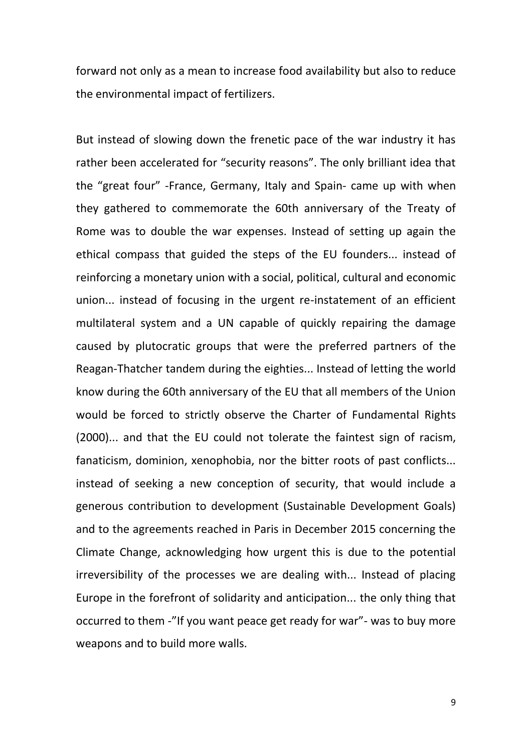forward not only as a mean to increase food availability but also to reduce the environmental impact of fertilizers.

But instead of slowing down the frenetic pace of the war industry it has rather been accelerated for "security reasons". The only brilliant idea that the "great four" -France, Germany, Italy and Spain- came up with when they gathered to commemorate the 60th anniversary of the Treaty of Rome was to double the war expenses. Instead of setting up again the ethical compass that guided the steps of the EU founders... instead of reinforcing a monetary union with a social, political, cultural and economic union... instead of focusing in the urgent re-instatement of an efficient multilateral system and a UN capable of quickly repairing the damage caused by plutocratic groups that were the preferred partners of the Reagan-Thatcher tandem during the eighties... Instead of letting the world know during the 60th anniversary of the EU that all members of the Union would be forced to strictly observe the Charter of Fundamental Rights (2000)... and that the EU could not tolerate the faintest sign of racism, fanaticism, dominion, xenophobia, nor the bitter roots of past conflicts... instead of seeking a new conception of security, that would include a generous contribution to development (Sustainable Development Goals) and to the agreements reached in Paris in December 2015 concerning the Climate Change, acknowledging how urgent this is due to the potential irreversibility of the processes we are dealing with... Instead of placing Europe in the forefront of solidarity and anticipation... the only thing that occurred to them -"If you want peace get ready for war"- was to buy more weapons and to build more walls.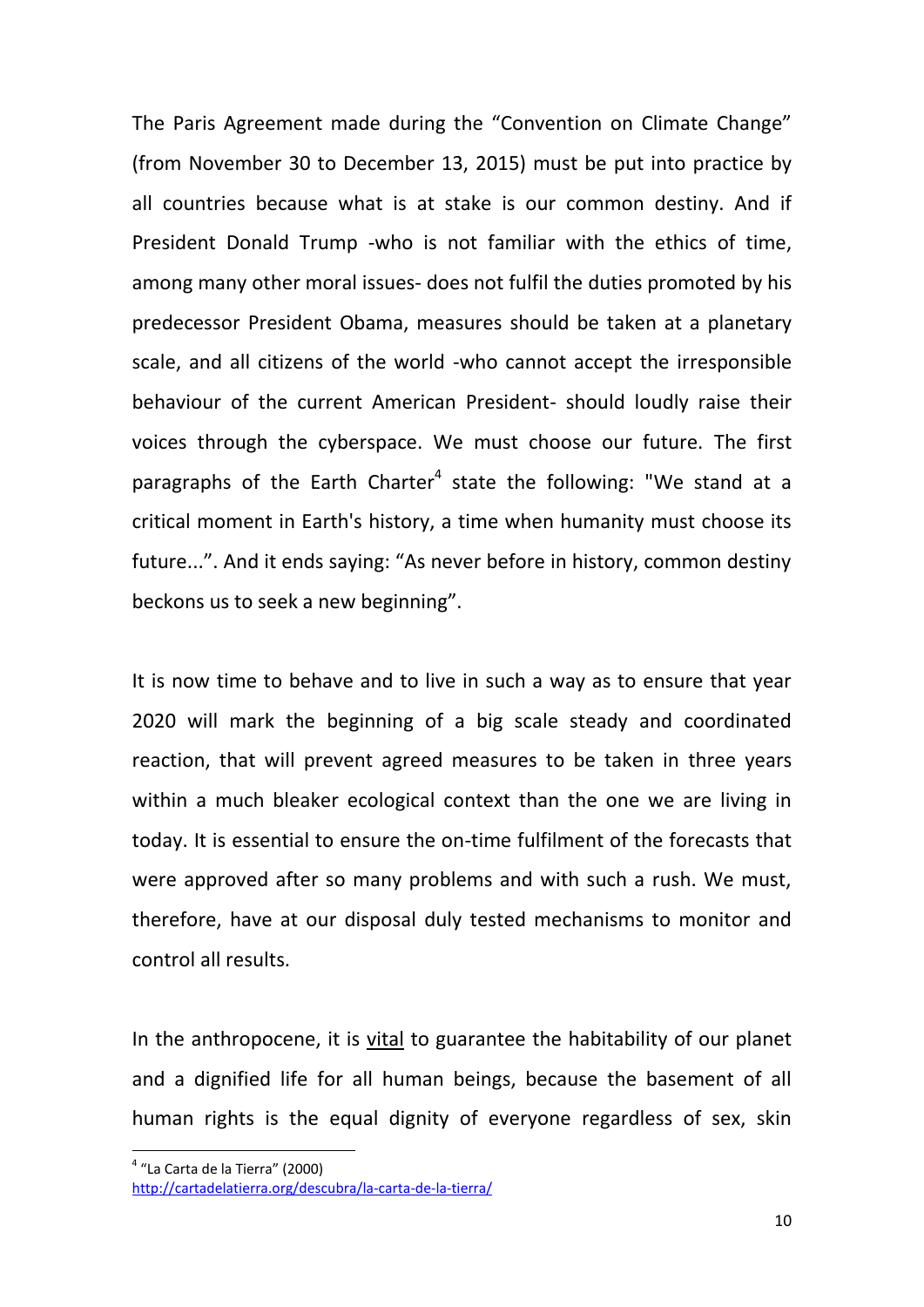The Paris Agreement made during the "Convention on Climate Change" (from November 30 to December 13, 2015) must be put into practice by all countries because what is at stake is our common destiny. And if President Donald Trump -who is not familiar with the ethics of time, among many other moral issues- does not fulfil the duties promoted by his predecessor President Obama, measures should be taken at a planetary scale, and all citizens of the world -who cannot accept the irresponsible behaviour of the current American President- should loudly raise their voices through the cyberspace. We must choose our future. The first paragraphs of the Earth Charter[4] state the following: "We stand at a critical moment in Earth's history, a time when humanity must choose its future...". And it ends saying: "As never before in history, common destiny beckons us to seek a new beginning".

It is now time to behave and to live in such a way as to ensure that year 2020 will mark the beginning of a big scale steady and coordinated reaction, that will prevent agreed measures to be taken in three years within a much bleaker ecological context than the one we are living in today. It is essential to ensure the on-time fulfilment of the forecasts that were approved after so many problems and with such a rush. We must, therefore, have at our disposal duly tested mechanisms to monitor and control all results.

In the anthropocene, it is <u>vital</u> to guarantee the habitability of our planet and a dignified life for all human beings, because the basement of all human rights is the equal dignity of everyone regardless of sex, skin

[4] "La Carta de la Tierra" (2000) http://cartadelatierra.org/descubra/la-carta-de-la-tierra/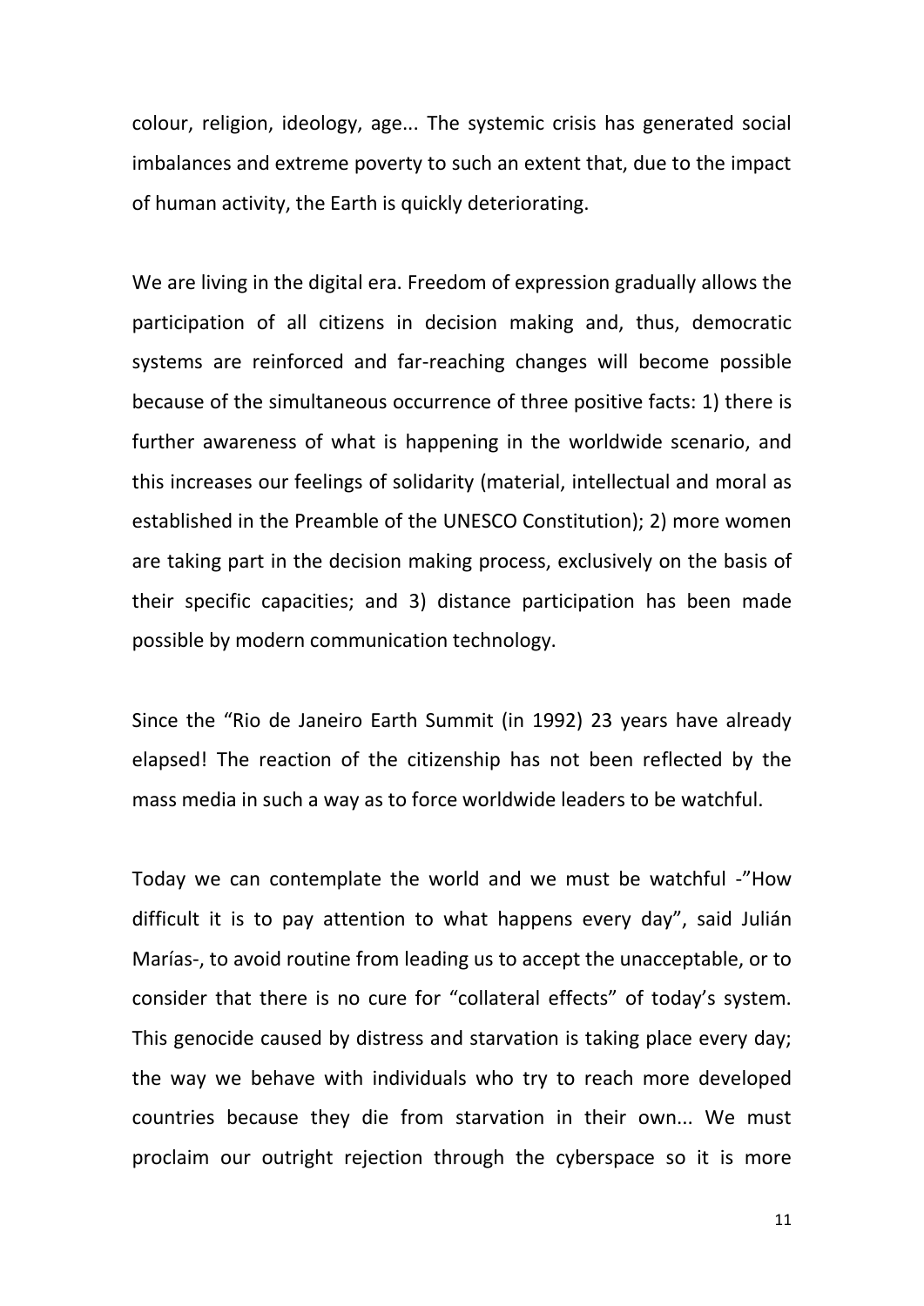colour, religion, ideology, age... The systemic crisis has generated social imbalances and extreme poverty to such an extent that, due to the impact of human activity, the Earth is quickly deteriorating.

We are living in the digital era. Freedom of expression gradually allows the participation of all citizens in decision making and, thus, democratic systems are reinforced and far-reaching changes will become possible because of the simultaneous occurrence of three positive facts: 1) there is further awareness of what is happening in the worldwide scenario, and this increases our feelings of solidarity (material, intellectual and moral as established in the Preamble of the UNESCO Constitution); 2) more women are taking part in the decision making process, exclusively on the basis of their specific capacities; and 3) distance participation has been made possible by modern communication technology.

Since the "Rio de Janeiro Earth Summit (in 1992) 23 years have already elapsed! The reaction of the citizenship has not been reflected by the mass media in such a way as to force worldwide leaders to be watchful.

Today we can contemplate the world and we must be watchful -"How difficult it is to pay attention to what happens every day", said Julián Marías-, to avoid routine from leading us to accept the unacceptable, or to consider that there is no cure for "collateral effects" of today's system. This genocide caused by distress and starvation is taking place every day; the way we behave with individuals who try to reach more developed countries because they die from starvation in their own... We must proclaim our outright rejection through the cyberspace so it is more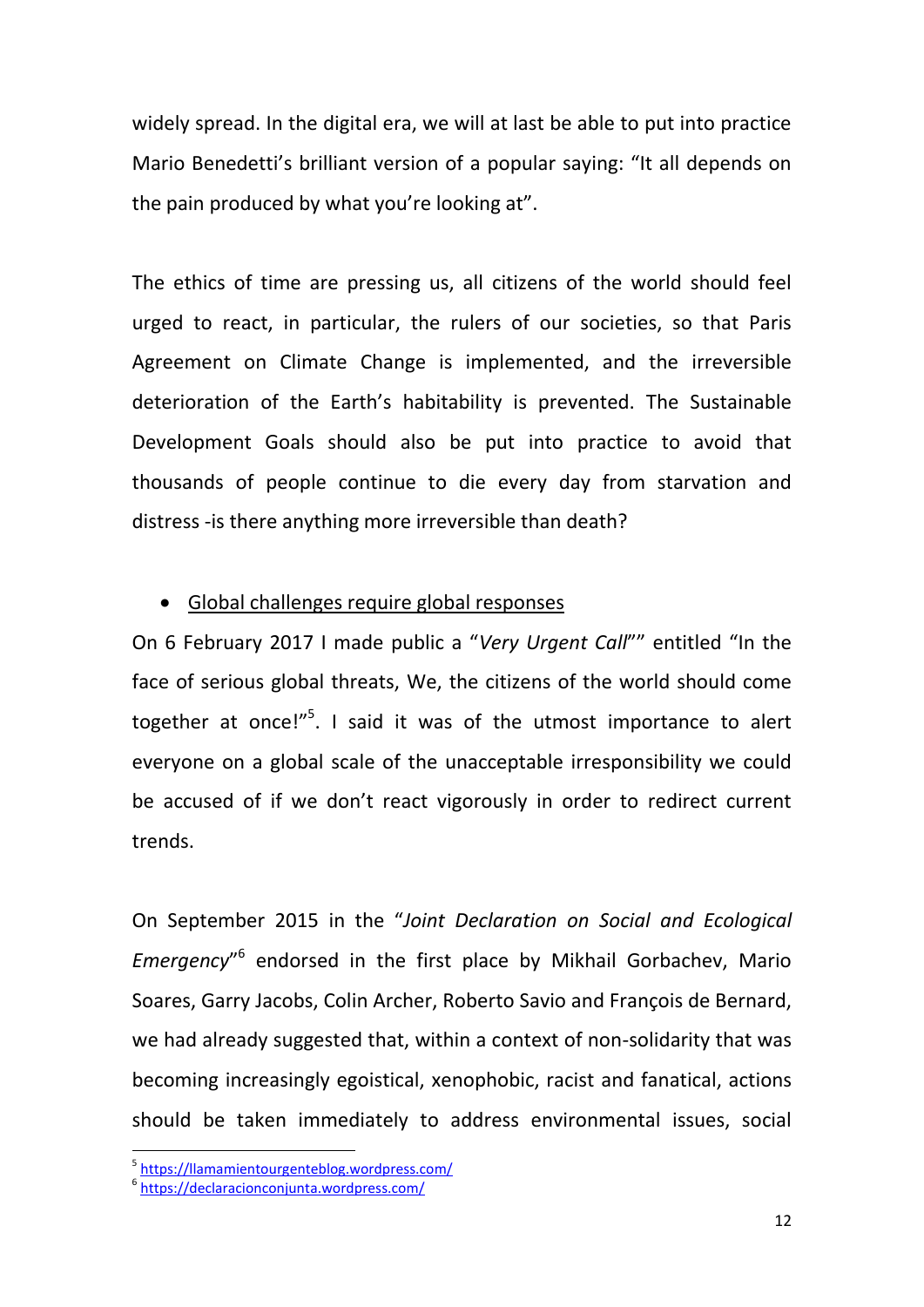widely spread. In the digital era, we will at last be able to put into practice Mario Benedetti's brilliant version of a popular saying: "It all depends on the pain produced by what you're looking at".

The ethics of time are pressing us, all citizens of the world should feel urged to react, in particular, the rulers of our societies, so that Paris Agreement on Climate Change is implemented, and the irreversible deterioration of the Earth's habitability is prevented. The Sustainable Development Goals should also be put into practice to avoid that thousands of people continue to die every day from starvation and distress -is there anything more irreversible than death?

- Global challenges require global responses

On 6 February 2017 I made public a "*Very Urgent Call*"" entitled "In the face of serious global threats, We, the citizens of the world should come together at once!"[5]. I said it was of the utmost importance to alert everyone on a global scale of the unacceptable irresponsibility we could be accused of if we don't react vigorously in order to redirect current trends.

On September 2015 in the "*Joint Declaration on Social and Ecological Emergency*"[6] endorsed in the first place by Mikhail Gorbachev, Mario Soares, Garry Jacobs, Colin Archer, Roberto Savio and François de Bernard, we had already suggested that, within a context of non-solidarity that was becoming increasingly egoistical, xenophobic, racist and fanatical, actions should be taken immediately to address environmental issues, social

[5] https://llamamientourgenteblog.wordpress.com/
[6] https://declaracionconjunta.wordpress.com/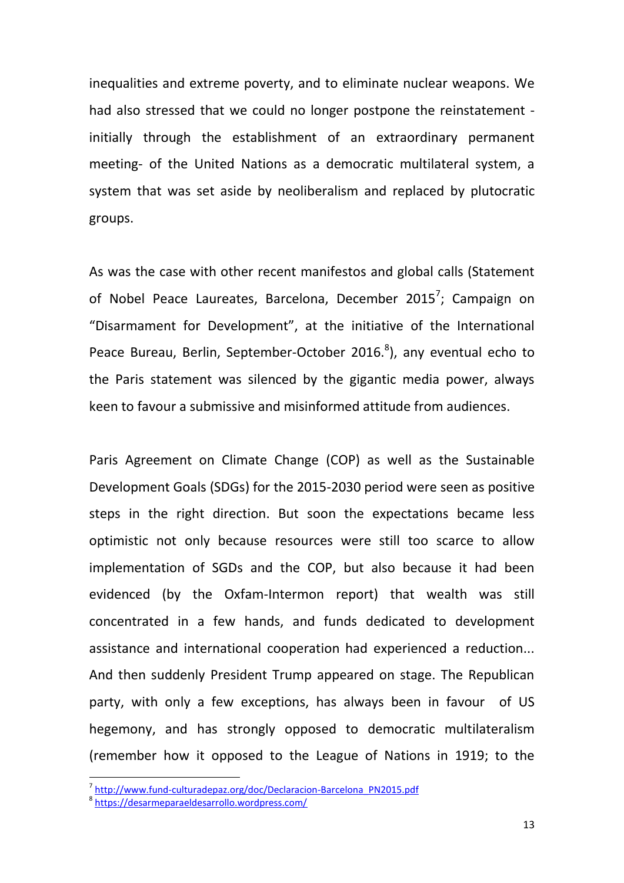inequalities and extreme poverty, and to eliminate nuclear weapons. We had also stressed that we could no longer postpone the reinstatement - initially through the establishment of an extraordinary permanent meeting- of the United Nations as a democratic multilateral system, a system that was set aside by neoliberalism and replaced by plutocratic groups.

As was the case with other recent manifestos and global calls (Statement of Nobel Peace Laureates, Barcelona, December 2015[7]; Campaign on "Disarmament for Development", at the initiative of the International Peace Bureau, Berlin, September-October 2016.[8]), any eventual echo to the Paris statement was silenced by the gigantic media power, always keen to favour a submissive and misinformed attitude from audiences.

Paris Agreement on Climate Change (COP) as well as the Sustainable Development Goals (SDGs) for the 2015-2030 period were seen as positive steps in the right direction. But soon the expectations became less optimistic not only because resources were still too scarce to allow implementation of SGDs and the COP, but also because it had been evidenced (by the Oxfam-Intermon report) that wealth was still concentrated in a few hands, and funds dedicated to development assistance and international cooperation had experienced a reduction... And then suddenly President Trump appeared on stage. The Republican party, with only a few exceptions, has always been in favour of US hegemony, and has strongly opposed to democratic multilateralism (remember how it opposed to the League of Nations in 1919; to the

[7] http://www.fund-culturadepaz.org/doc/Declaracion-Barcelona_PN2015.pdf

[8] https://desarmeparaeldesarrollo.wordpress.com/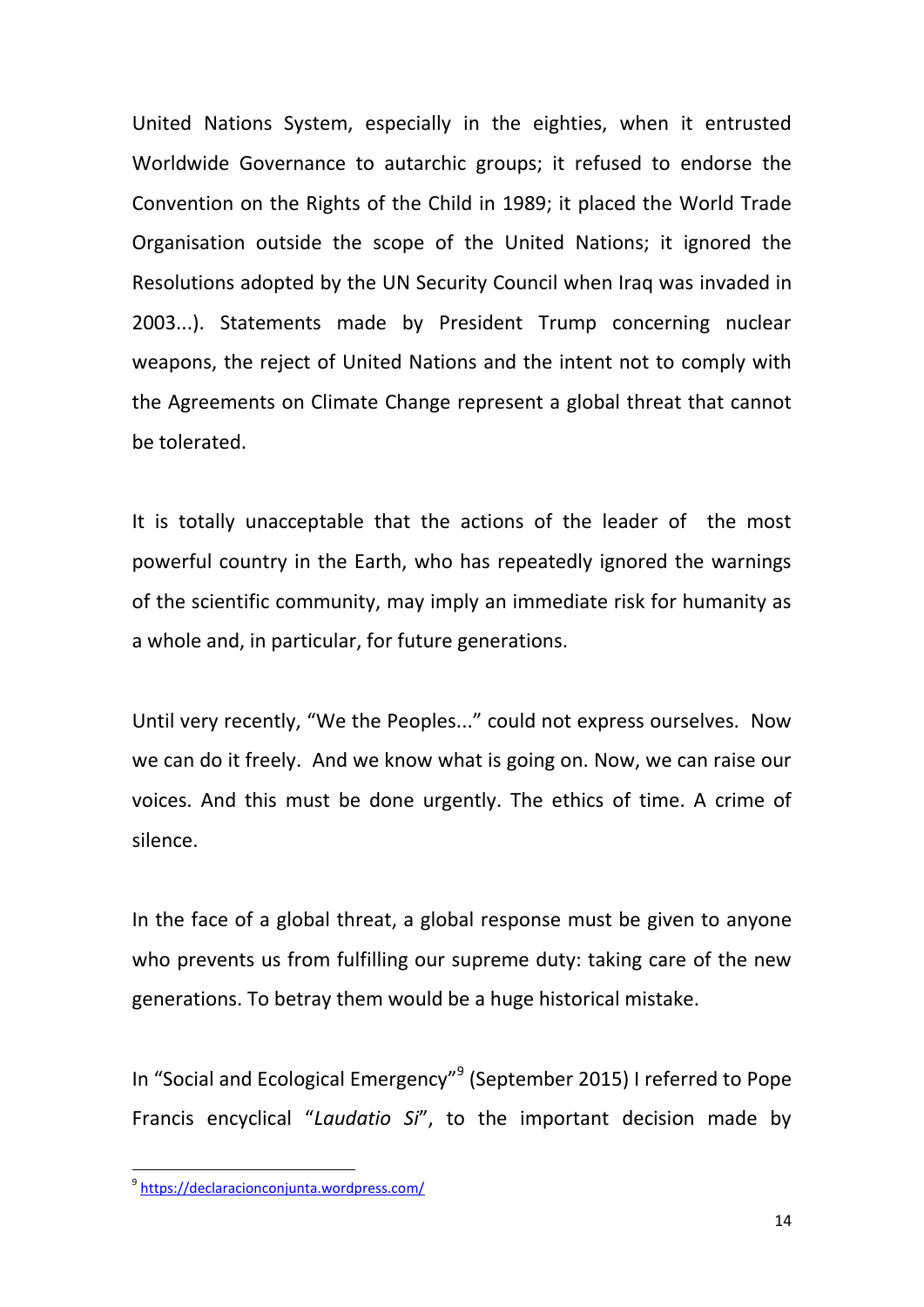United Nations System, especially in the eighties, when it entrusted Worldwide Governance to autarchic groups; it refused to endorse the Convention on the Rights of the Child in 1989; it placed the World Trade Organisation outside the scope of the United Nations; it ignored the Resolutions adopted by the UN Security Council when Iraq was invaded in 2003...). Statements made by President Trump concerning nuclear weapons, the reject of United Nations and the intent not to comply with the Agreements on Climate Change represent a global threat that cannot be tolerated.

It is totally unacceptable that the actions of the leader of the most powerful country in the Earth, who has repeatedly ignored the warnings of the scientific community, may imply an immediate risk for humanity as a whole and, in particular, for future generations.

Until very recently, "We the Peoples..." could not express ourselves. Now we can do it freely. And we know what is going on. Now, we can raise our voices. And this must be done urgently. The ethics of time. A crime of silence.

In the face of a global threat, a global response must be given to anyone who prevents us from fulfilling our supreme duty: taking care of the new generations. To betray them would be a huge historical mistake.

In "Social and Ecological Emergency"[9] (September 2015) I referred to Pope Francis encyclical "*Laudatio Si*", to the important decision made by

[9] https://declaracionconjunta.wordpress.com/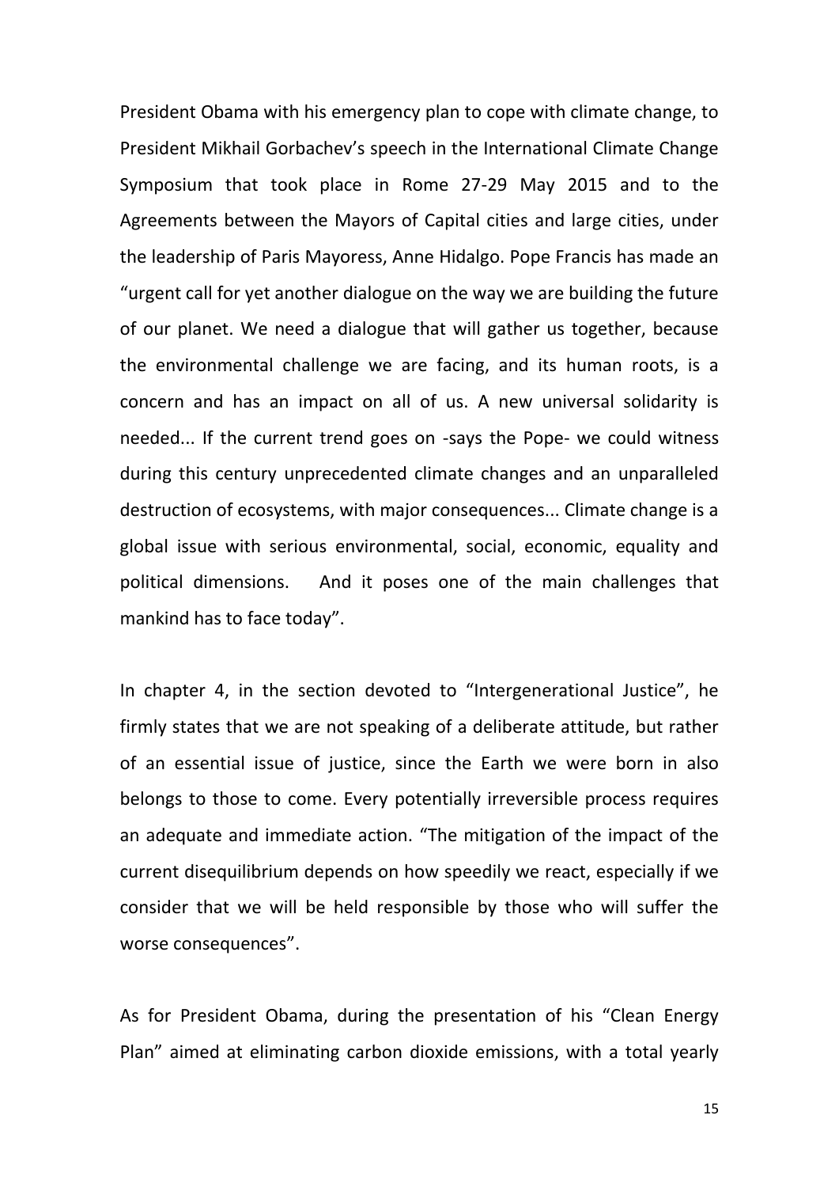President Obama with his emergency plan to cope with climate change, to President Mikhail Gorbachev's speech in the International Climate Change Symposium that took place in Rome 27-29 May 2015 and to the Agreements between the Mayors of Capital cities and large cities, under the leadership of Paris Mayoress, Anne Hidalgo. Pope Francis has made an "urgent call for yet another dialogue on the way we are building the future of our planet. We need a dialogue that will gather us together, because the environmental challenge we are facing, and its human roots, is a concern and has an impact on all of us. A new universal solidarity is needed... If the current trend goes on -says the Pope- we could witness during this century unprecedented climate changes and an unparalleled destruction of ecosystems, with major consequences... Climate change is a global issue with serious environmental, social, economic, equality and political dimensions. And it poses one of the main challenges that mankind has to face today".

In chapter 4, in the section devoted to "Intergenerational Justice", he firmly states that we are not speaking of a deliberate attitude, but rather of an essential issue of justice, since the Earth we were born in also belongs to those to come. Every potentially irreversible process requires an adequate and immediate action. "The mitigation of the impact of the current disequilibrium depends on how speedily we react, especially if we consider that we will be held responsible by those who will suffer the worse consequences".

As for President Obama, during the presentation of his "Clean Energy Plan" aimed at eliminating carbon dioxide emissions, with a total yearly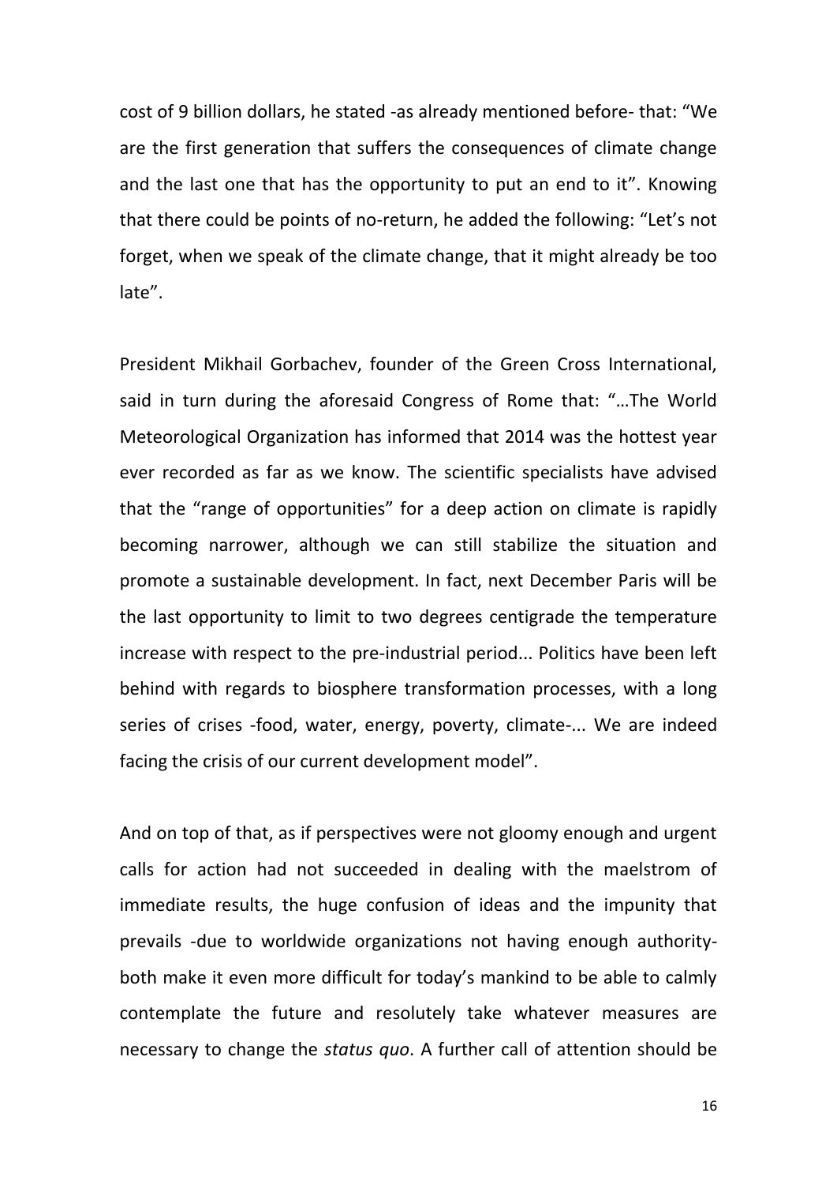cost of 9 billion dollars, he stated -as already mentioned before- that: “We are the first generation that suffers the consequences of climate change and the last one that has the opportunity to put an end to it”. Knowing that there could be points of no-return, he added the following: “Let’s not forget, when we speak of the climate change, that it might already be too late”.

President Mikhail Gorbachev, founder of the Green Cross International, said in turn during the aforesaid Congress of Rome that: “…The World Meteorological Organization has informed that 2014 was the hottest year ever recorded as far as we know. The scientific specialists have advised that the “range of opportunities” for a deep action on climate is rapidly becoming narrower, although we can still stabilize the situation and promote a sustainable development. In fact, next December Paris will be the last opportunity to limit to two degrees centigrade the temperature increase with respect to the pre-industrial period... Politics have been left behind with regards to biosphere transformation processes, with a long series of crises -food, water, energy, poverty, climate-... We are indeed facing the crisis of our current development model”.

And on top of that, as if perspectives were not gloomy enough and urgent calls for action had not succeeded in dealing with the maelstrom of immediate results, the huge confusion of ideas and the impunity that prevails -due to worldwide organizations not having enough authority- both make it even more difficult for today’s mankind to be able to calmly contemplate the future and resolutely take whatever measures are necessary to change the *status quo*. A further call of attention should be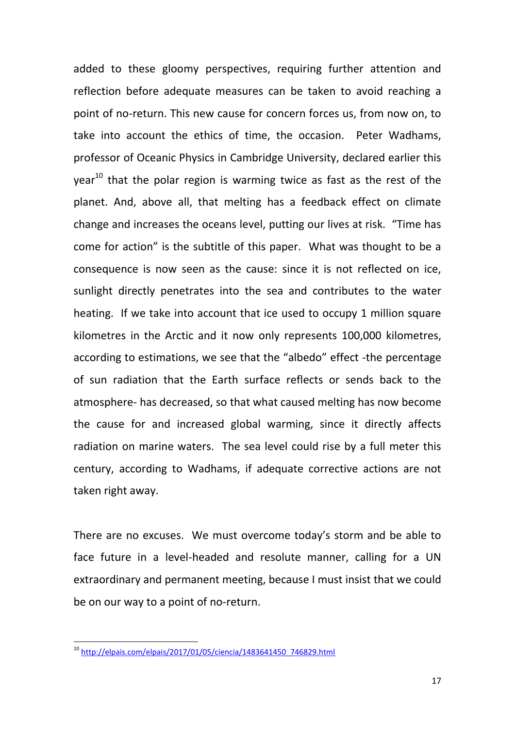added to these gloomy perspectives, requiring further attention and reflection before adequate measures can be taken to avoid reaching a point of no-return. This new cause for concern forces us, from now on, to take into account the ethics of time, the occasion. Peter Wadhams, professor of Oceanic Physics in Cambridge University, declared earlier this year[10] that the polar region is warming twice as fast as the rest of the planet. And, above all, that melting has a feedback effect on climate change and increases the oceans level, putting our lives at risk. "Time has come for action" is the subtitle of this paper. What was thought to be a consequence is now seen as the cause: since it is not reflected on ice, sunlight directly penetrates into the sea and contributes to the water heating. If we take into account that ice used to occupy 1 million square kilometres in the Arctic and it now only represents 100,000 kilometres, according to estimations, we see that the "albedo" effect -the percentage of sun radiation that the Earth surface reflects or sends back to the atmosphere- has decreased, so that what caused melting has now become the cause for and increased global warming, since it directly affects radiation on marine waters. The sea level could rise by a full meter this century, according to Wadhams, if adequate corrective actions are not taken right away.

There are no excuses. We must overcome today's storm and be able to face future in a level-headed and resolute manner, calling for a UN extraordinary and permanent meeting, because I must insist that we could be on our way to a point of no-return.

---

[10] http://elpais.com/elpais/2017/01/05/ciencia/1483641450_746829.html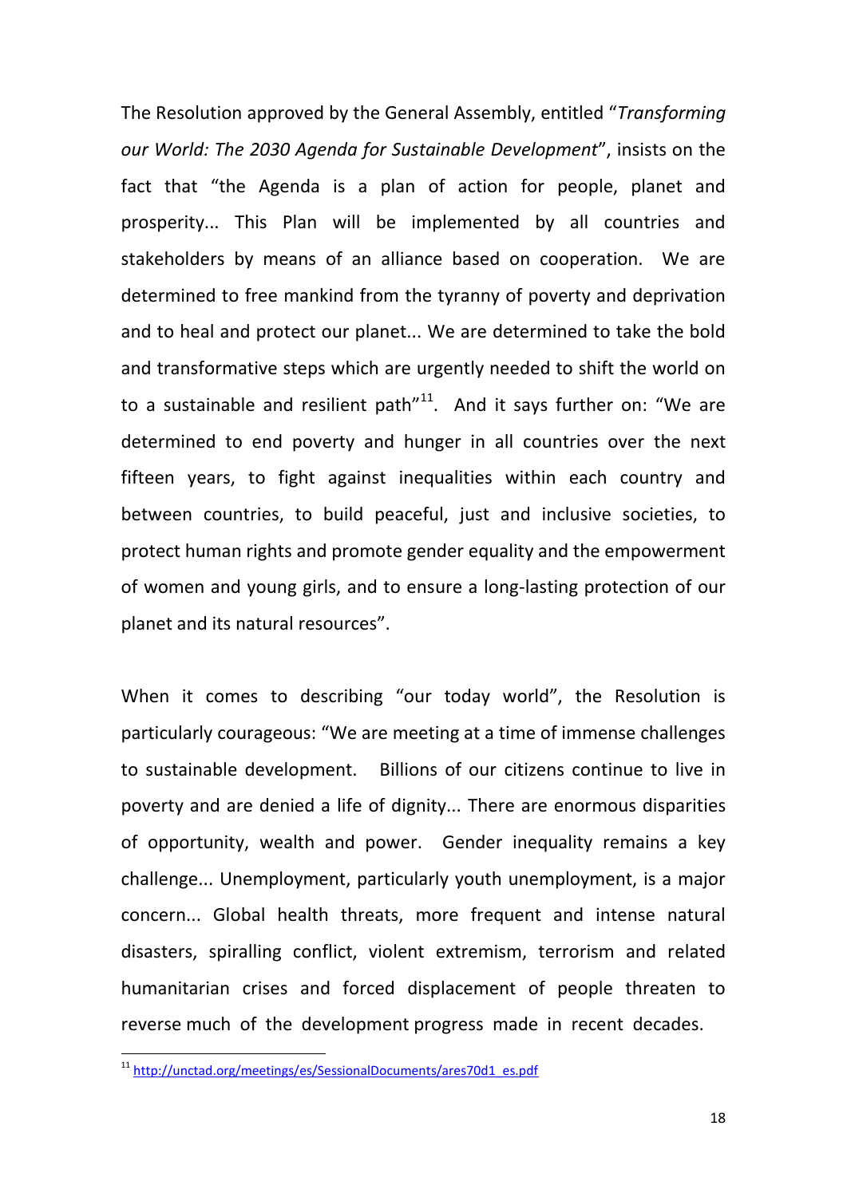The Resolution approved by the General Assembly, entitled "*Transforming our World: The 2030 Agenda for Sustainable Development*", insists on the fact that "the Agenda is a plan of action for people, planet and prosperity... This Plan will be implemented by all countries and stakeholders by means of an alliance based on cooperation. We are determined to free mankind from the tyranny of poverty and deprivation and to heal and protect our planet... We are determined to take the bold and transformative steps which are urgently needed to shift the world on to a sustainable and resilient path"[11]. And it says further on: "We are determined to end poverty and hunger in all countries over the next fifteen years, to fight against inequalities within each country and between countries, to build peaceful, just and inclusive societies, to protect human rights and promote gender equality and the empowerment of women and young girls, and to ensure a long-lasting protection of our planet and its natural resources".

When it comes to describing "our today world", the Resolution is particularly courageous: "We are meeting at a time of immense challenges to sustainable development. Billions of our citizens continue to live in poverty and are denied a life of dignity... There are enormous disparities of opportunity, wealth and power. Gender inequality remains a key challenge... Unemployment, particularly youth unemployment, is a major concern... Global health threats, more frequent and intense natural disasters, spiralling conflict, violent extremism, terrorism and related humanitarian crises and forced displacement of people threaten to reverse much of the development progress made in recent decades.

[11] http://unctad.org/meetings/es/SessionalDocuments/ares70d1_es.pdf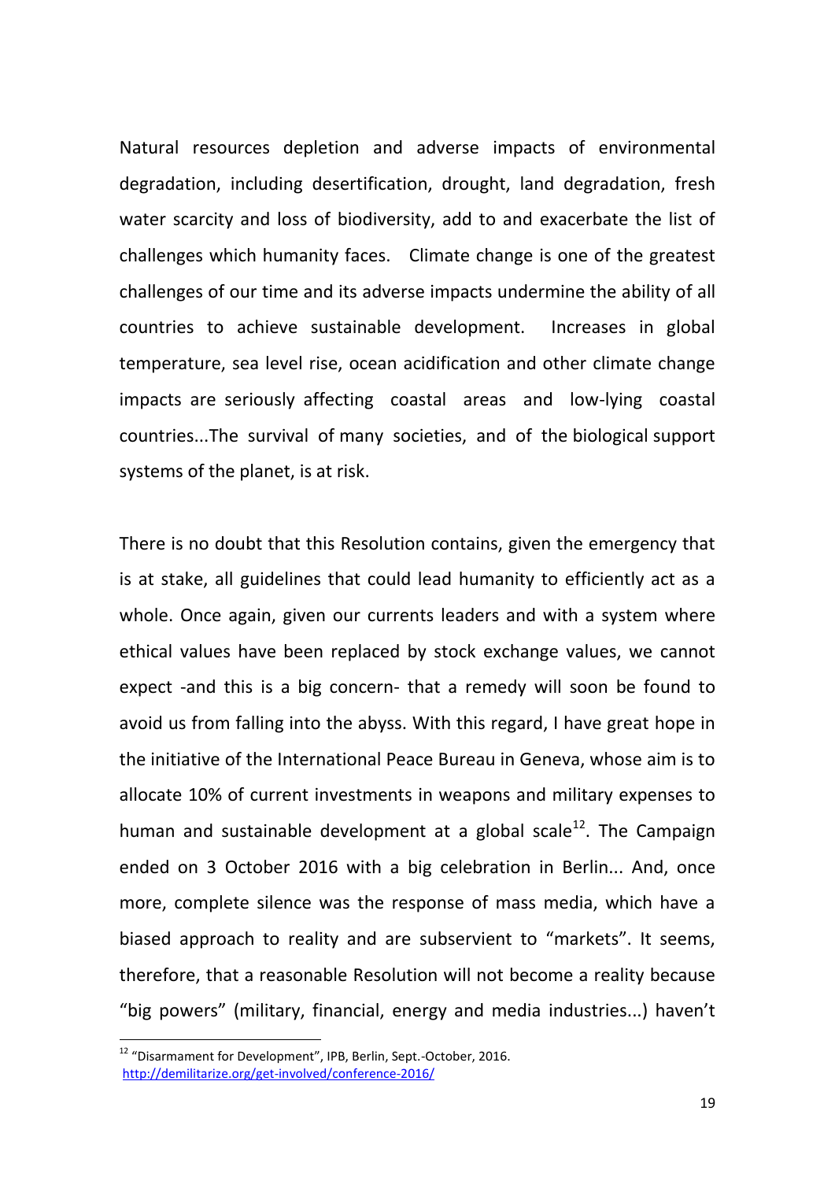Natural resources depletion and adverse impacts of environmental degradation, including desertification, drought, land degradation, fresh water scarcity and loss of biodiversity, add to and exacerbate the list of challenges which humanity faces. Climate change is one of the greatest challenges of our time and its adverse impacts undermine the ability of all countries to achieve sustainable development. Increases in global temperature, sea level rise, ocean acidification and other climate change impacts are seriously affecting coastal areas and low-lying coastal countries...The survival of many societies, and of the biological support systems of the planet, is at risk.

There is no doubt that this Resolution contains, given the emergency that is at stake, all guidelines that could lead humanity to efficiently act as a whole. Once again, given our currents leaders and with a system where ethical values have been replaced by stock exchange values, we cannot expect -and this is a big concern- that a remedy will soon be found to avoid us from falling into the abyss. With this regard, I have great hope in the initiative of the International Peace Bureau in Geneva, whose aim is to allocate 10% of current investments in weapons and military expenses to human and sustainable development at a global scale[12]. The Campaign ended on 3 October 2016 with a big celebration in Berlin... And, once more, complete silence was the response of mass media, which have a biased approach to reality and are subservient to "markets". It seems, therefore, that a reasonable Resolution will not become a reality because "big powers" (military, financial, energy and media industries...) haven't

[12] "Disarmament for Development", IPB, Berlin, Sept.-October, 2016. http://demilitarize.org/get-involved/conference-2016/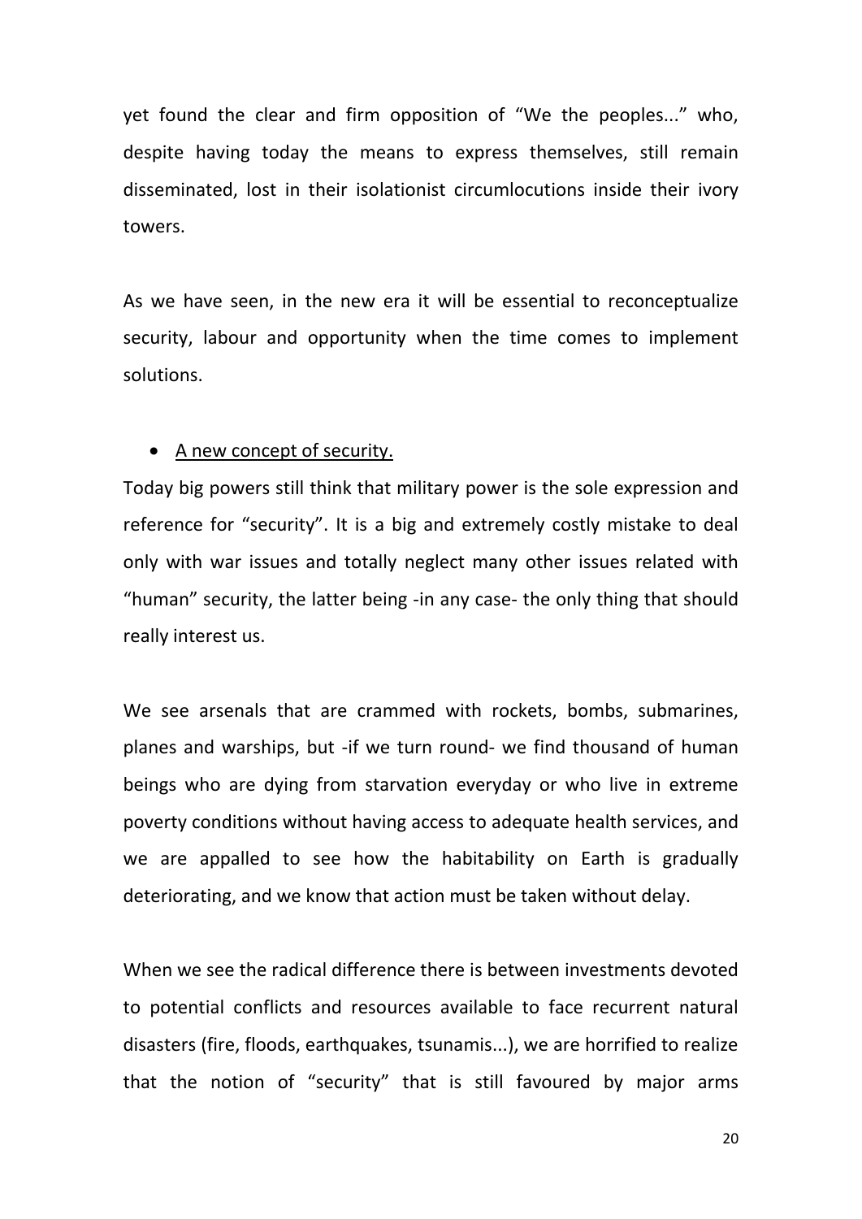yet found the clear and firm opposition of "We the peoples..." who, despite having today the means to express themselves, still remain disseminated, lost in their isolationist circumlocutions inside their ivory towers.

As we have seen, in the new era it will be essential to reconceptualize security, labour and opportunity when the time comes to implement solutions.

- <u>A new concept of security.</u>

Today big powers still think that military power is the sole expression and reference for "security". It is a big and extremely costly mistake to deal only with war issues and totally neglect many other issues related with "human" security, the latter being -in any case- the only thing that should really interest us.

We see arsenals that are crammed with rockets, bombs, submarines, planes and warships, but -if we turn round- we find thousand of human beings who are dying from starvation everyday or who live in extreme poverty conditions without having access to adequate health services, and we are appalled to see how the habitability on Earth is gradually deteriorating, and we know that action must be taken without delay.

When we see the radical difference there is between investments devoted to potential conflicts and resources available to face recurrent natural disasters (fire, floods, earthquakes, tsunamis...), we are horrified to realize that the notion of "security" that is still favoured by major arms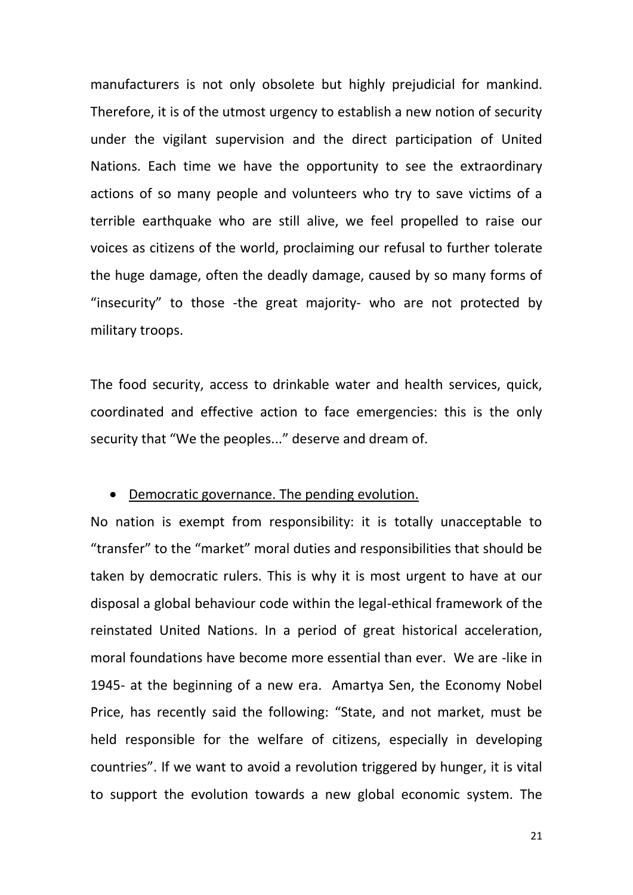manufacturers is not only obsolete but highly prejudicial for mankind. Therefore, it is of the utmost urgency to establish a new notion of security under the vigilant supervision and the direct participation of United Nations. Each time we have the opportunity to see the extraordinary actions of so many people and volunteers who try to save victims of a terrible earthquake who are still alive, we feel propelled to raise our voices as citizens of the world, proclaiming our refusal to further tolerate the huge damage, often the deadly damage, caused by so many forms of "insecurity" to those -the great majority- who are not protected by military troops.

The food security, access to drinkable water and health services, quick, coordinated and effective action to face emergencies: this is the only security that "We the peoples..." deserve and dream of.

- <u>Democratic governance. The pending evolution.</u>

No nation is exempt from responsibility: it is totally unacceptable to "transfer" to the "market" moral duties and responsibilities that should be taken by democratic rulers. This is why it is most urgent to have at our disposal a global behaviour code within the legal-ethical framework of the reinstated United Nations. In a period of great historical acceleration, moral foundations have become more essential than ever. We are -like in 1945- at the beginning of a new era. Amartya Sen, the Economy Nobel Price, has recently said the following: "State, and not market, must be held responsible for the welfare of citizens, especially in developing countries". If we want to avoid a revolution triggered by hunger, it is vital to support the evolution towards a new global economic system. The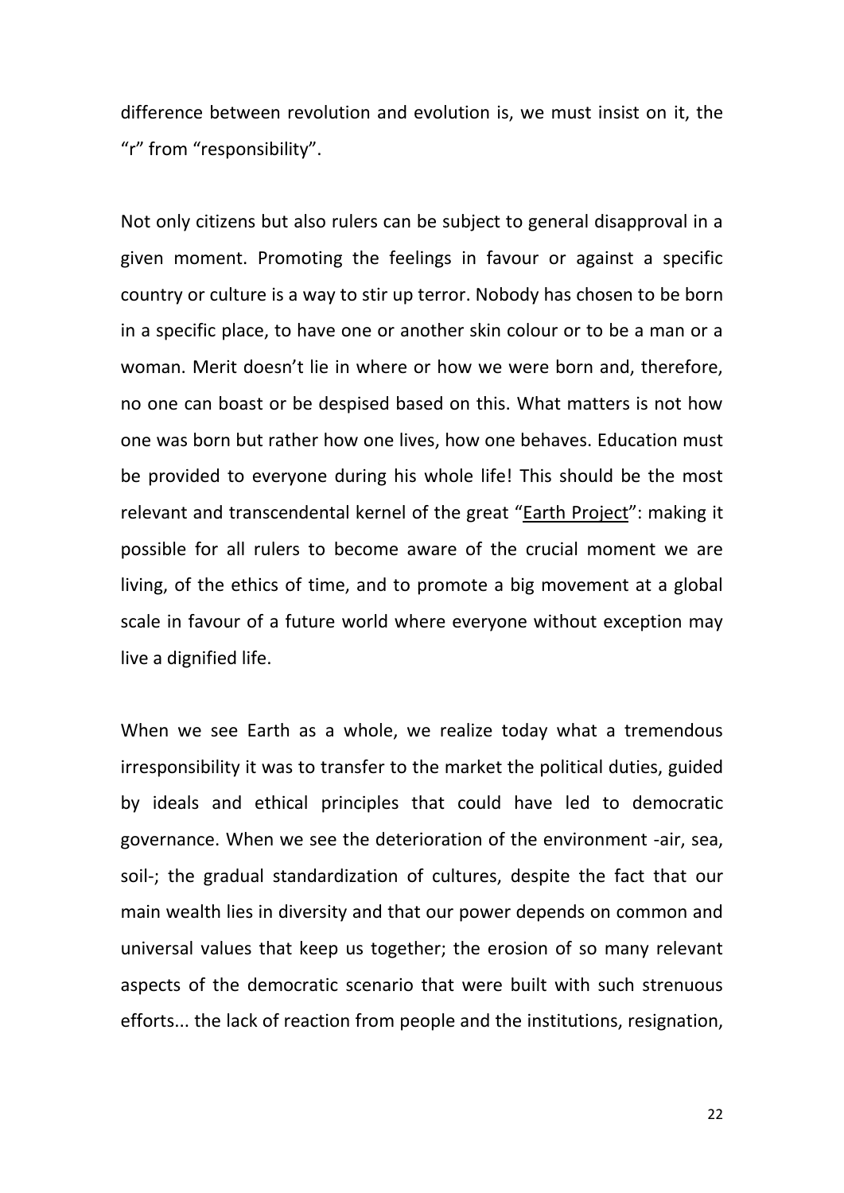difference between revolution and evolution is, we must insist on it, the "r" from "responsibility".

Not only citizens but also rulers can be subject to general disapproval in a given moment. Promoting the feelings in favour or against a specific country or culture is a way to stir up terror. Nobody has chosen to be born in a specific place, to have one or another skin colour or to be a man or a woman. Merit doesn't lie in where or how we were born and, therefore, no one can boast or be despised based on this. What matters is not how one was born but rather how one lives, how one behaves. Education must be provided to everyone during his whole life! This should be the most relevant and transcendental kernel of the great "Earth Project": making it possible for all rulers to become aware of the crucial moment we are living, of the ethics of time, and to promote a big movement at a global scale in favour of a future world where everyone without exception may live a dignified life.

When we see Earth as a whole, we realize today what a tremendous irresponsibility it was to transfer to the market the political duties, guided by ideals and ethical principles that could have led to democratic governance. When we see the deterioration of the environment -air, sea, soil-; the gradual standardization of cultures, despite the fact that our main wealth lies in diversity and that our power depends on common and universal values that keep us together; the erosion of so many relevant aspects of the democratic scenario that were built with such strenuous efforts... the lack of reaction from people and the institutions, resignation,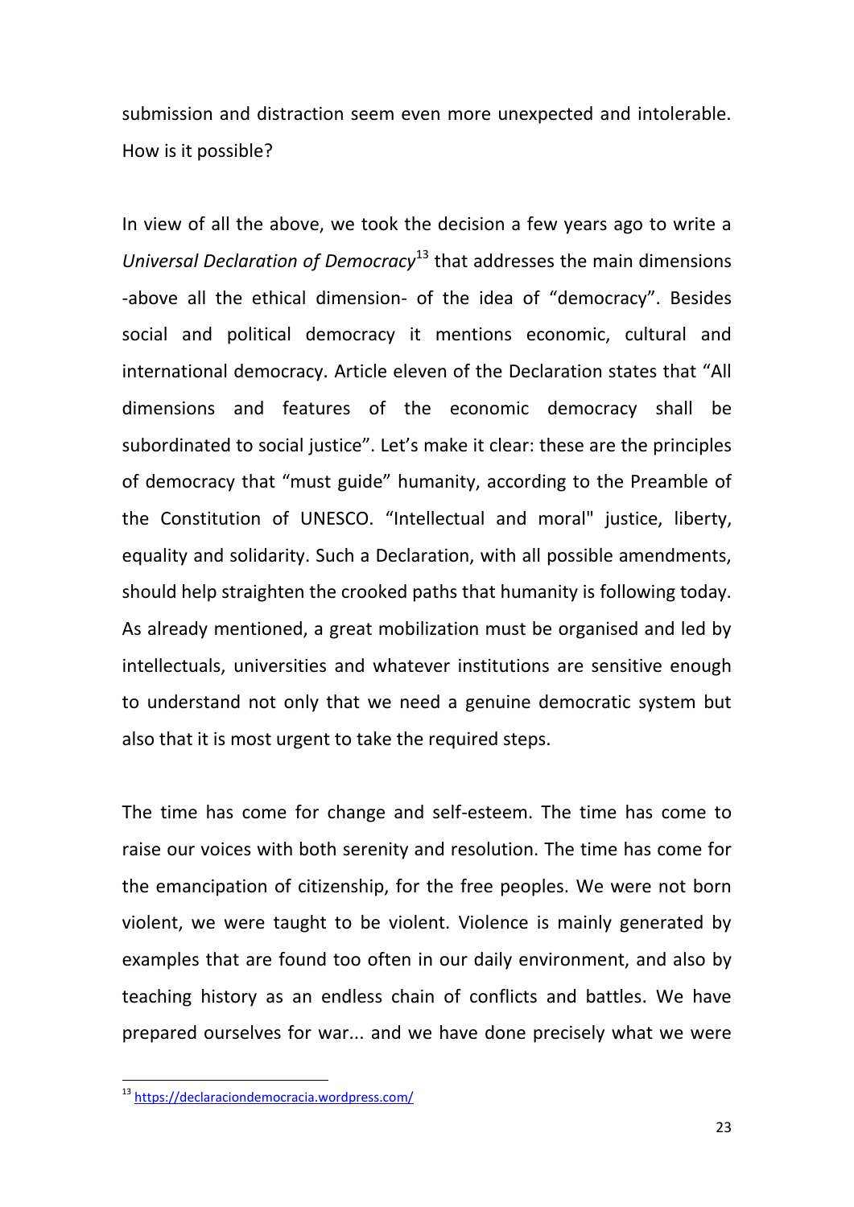submission and distraction seem even more unexpected and intolerable. How is it possible?

In view of all the above, we took the decision a few years ago to write a *Universal Declaration of Democracy*[13] that addresses the main dimensions -above all the ethical dimension- of the idea of "democracy". Besides social and political democracy it mentions economic, cultural and international democracy. Article eleven of the Declaration states that "All dimensions and features of the economic democracy shall be subordinated to social justice". Let's make it clear: these are the principles of democracy that "must guide" humanity, according to the Preamble of the Constitution of UNESCO. "Intellectual and moral" justice, liberty, equality and solidarity. Such a Declaration, with all possible amendments, should help straighten the crooked paths that humanity is following today. As already mentioned, a great mobilization must be organised and led by intellectuals, universities and whatever institutions are sensitive enough to understand not only that we need a genuine democratic system but also that it is most urgent to take the required steps.

The time has come for change and self-esteem. The time has come to raise our voices with both serenity and resolution. The time has come for the emancipation of citizenship, for the free peoples. We were not born violent, we were taught to be violent. Violence is mainly generated by examples that are found too often in our daily environment, and also by teaching history as an endless chain of conflicts and battles. We have prepared ourselves for war... and we have done precisely what we were

[13] https://declaraciondemocracia.wordpress.com/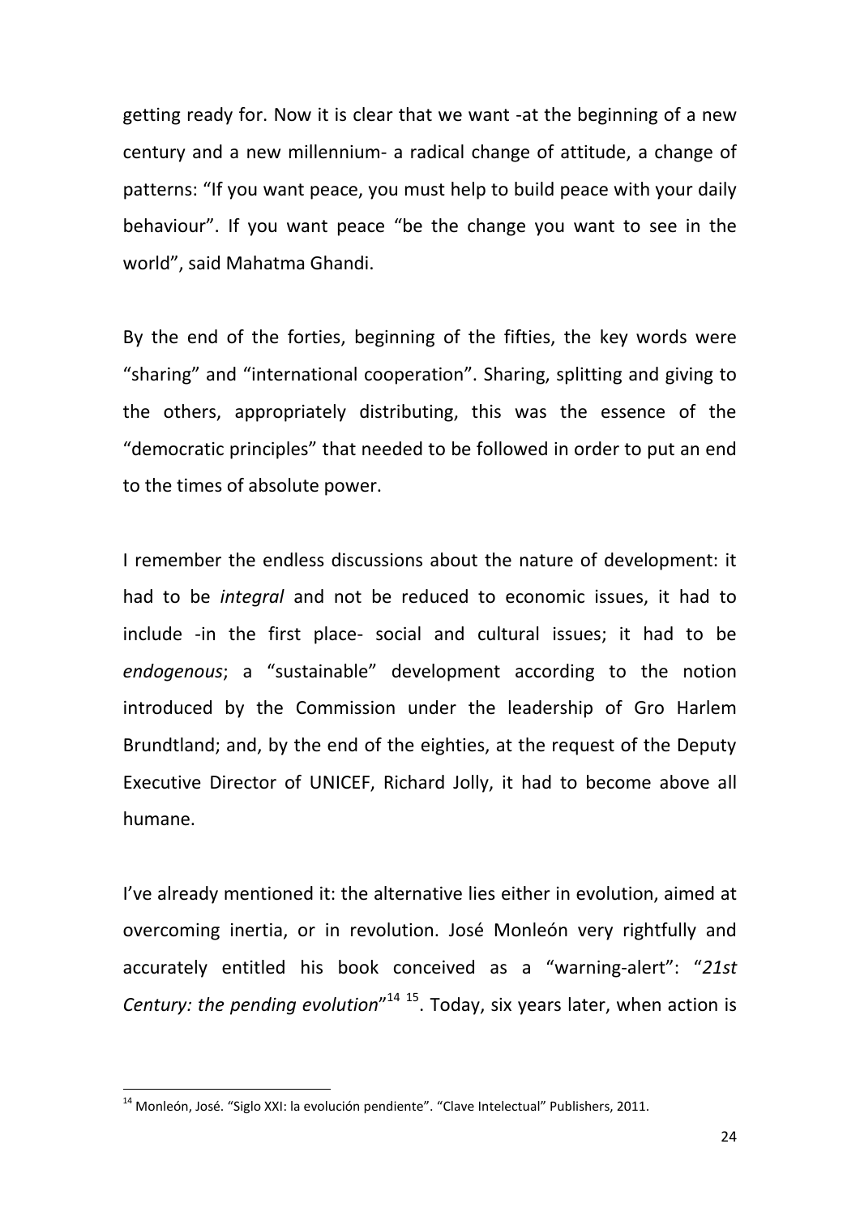getting ready for. Now it is clear that we want -at the beginning of a new century and a new millennium- a radical change of attitude, a change of patterns: "If you want peace, you must help to build peace with your daily behaviour". If you want peace "be the change you want to see in the world", said Mahatma Ghandi.

By the end of the forties, beginning of the fifties, the key words were "sharing" and "international cooperation". Sharing, splitting and giving to the others, appropriately distributing, this was the essence of the "democratic principles" that needed to be followed in order to put an end to the times of absolute power.

I remember the endless discussions about the nature of development: it had to be *integral* and not be reduced to economic issues, it had to include -in the first place- social and cultural issues; it had to be *endogenous*; a "sustainable" development according to the notion introduced by the Commission under the leadership of Gro Harlem Brundtland; and, by the end of the eighties, at the request of the Deputy Executive Director of UNICEF, Richard Jolly, it had to become above all humane.

I've already mentioned it: the alternative lies either in evolution, aimed at overcoming inertia, or in revolution. José Monleón very rightfully and accurately entitled his book conceived as a "warning-alert": "*21st Century: the pending evolution*"[14] [15]. Today, six years later, when action is

---

[14] Monleón, José. "Siglo XXI: la evolución pendiente". "Clave Intelectual" Publishers, 2011.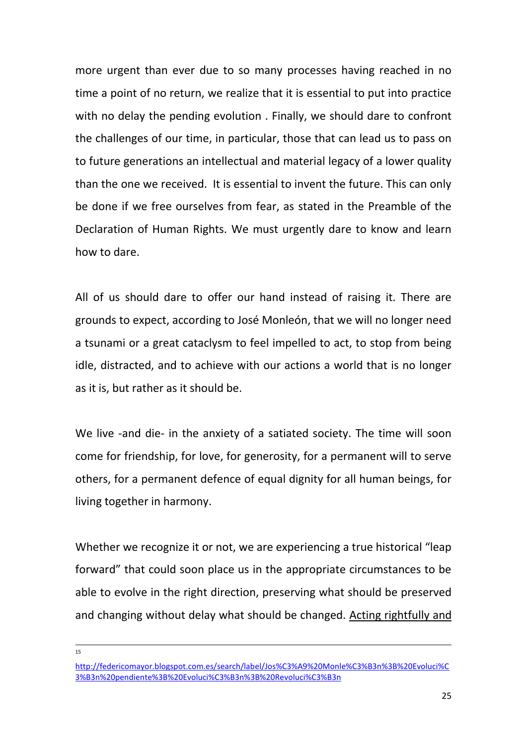more urgent than ever due to so many processes having reached in no time a point of no return, we realize that it is essential to put into practice with no delay the pending evolution . Finally, we should dare to confront the challenges of our time, in particular, those that can lead us to pass on to future generations an intellectual and material legacy of a lower quality than the one we received. It is essential to invent the future. This can only be done if we free ourselves from fear, as stated in the Preamble of the Declaration of Human Rights. We must urgently dare to know and learn how to dare.

All of us should dare to offer our hand instead of raising it. There are grounds to expect, according to José Monleón, that we will no longer need a tsunami or a great cataclysm to feel impelled to act, to stop from being idle, distracted, and to achieve with our actions a world that is no longer as it is, but rather as it should be.

We live -and die- in the anxiety of a satiated society. The time will soon come for friendship, for love, for generosity, for a permanent will to serve others, for a permanent defence of equal dignity for all human beings, for living together in harmony.

Whether we recognize it or not, we are experiencing a true historical "leap forward" that could soon place us in the appropriate circumstances to be able to evolve in the right direction, preserving what should be preserved and changing without delay what should be changed. Acting rightfully and

---

[15] http://federicomayor.blogspot.com.es/search/label/Jos%C3%A9%20Monle%C3%B3n%3B%20Evoluci%C3%B3n%20pendiente%3B%20Evoluci%C3%B3n%3B%20Revoluci%C3%B3n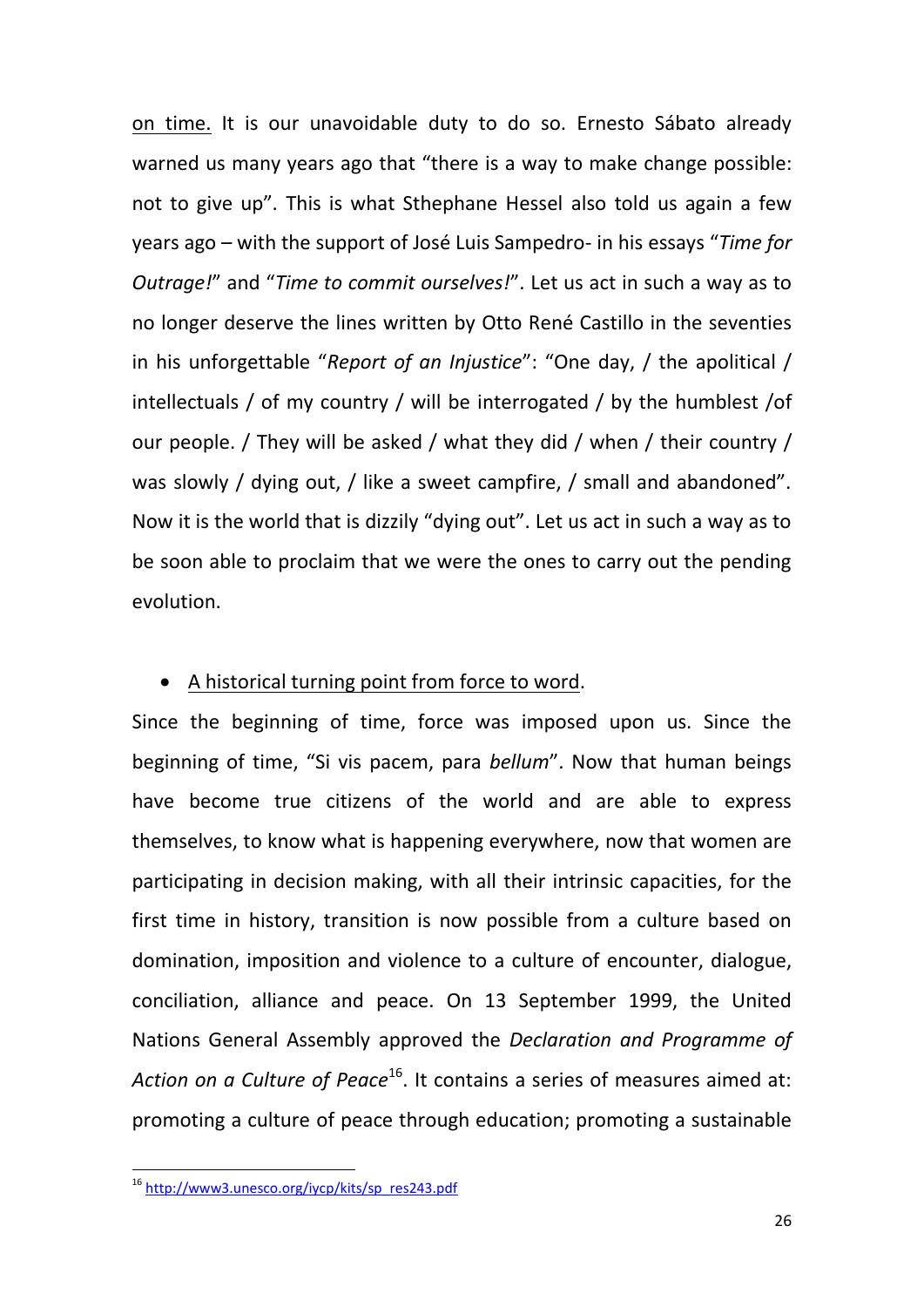on time. It is our unavoidable duty to do so. Ernesto Sábato already warned us many years ago that "there is a way to make change possible: not to give up". This is what Sthephane Hessel also told us again a few years ago – with the support of José Luis Sampedro- in his essays "*Time for Outrage!*" and "*Time to commit ourselves!*". Let us act in such a way as to no longer deserve the lines written by Otto René Castillo in the seventies in his unforgettable "*Report of an Injustice*": "One day, / the apolitical / intellectuals / of my country / will be interrogated / by the humblest /of our people. / They will be asked / what they did / when / their country / was slowly / dying out, / like a sweet campfire, / small and abandoned". Now it is the world that is dizzily "dying out". Let us act in such a way as to be soon able to proclaim that we were the ones to carry out the pending evolution.

- A historical turning point from force to word.

Since the beginning of time, force was imposed upon us. Since the beginning of time, "Si vis pacem, para *bellum*". Now that human beings have become true citizens of the world and are able to express themselves, to know what is happening everywhere, now that women are participating in decision making, with all their intrinsic capacities, for the first time in history, transition is now possible from a culture based on domination, imposition and violence to a culture of encounter, dialogue, conciliation, alliance and peace. On 13 September 1999, the United Nations General Assembly approved the *Declaration and Programme of Action on a Culture of Peace*[16]. It contains a series of measures aimed at: promoting a culture of peace through education; promoting a sustainable

[16] http://www3.unesco.org/iycp/kits/sp_res243.pdf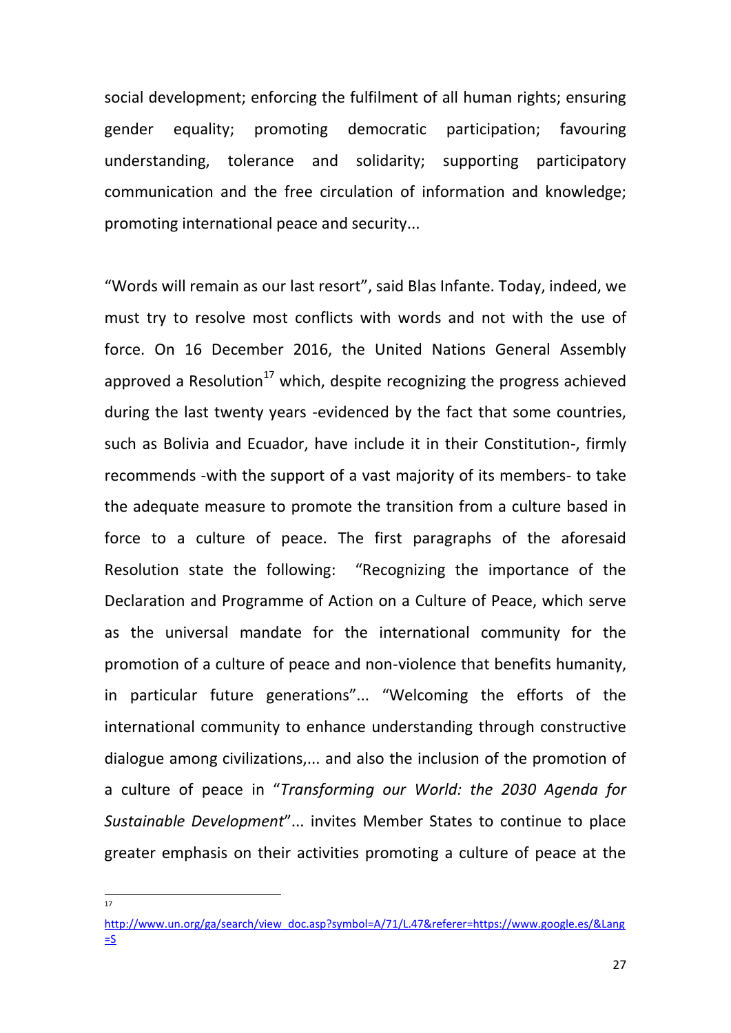social development; enforcing the fulfilment of all human rights; ensuring gender equality; promoting democratic participation; favouring understanding, tolerance and solidarity; supporting participatory communication and the free circulation of information and knowledge; promoting international peace and security...

"Words will remain as our last resort", said Blas Infante. Today, indeed, we must try to resolve most conflicts with words and not with the use of force. On 16 December 2016, the United Nations General Assembly approved a Resolution[17] which, despite recognizing the progress achieved during the last twenty years -evidenced by the fact that some countries, such as Bolivia and Ecuador, have include it in their Constitution-, firmly recommends -with the support of a vast majority of its members- to take the adequate measure to promote the transition from a culture based in force to a culture of peace. The first paragraphs of the aforesaid Resolution state the following: "Recognizing the importance of the Declaration and Programme of Action on a Culture of Peace, which serve as the universal mandate for the international community for the promotion of a culture of peace and non-violence that benefits humanity, in particular future generations"... "Welcoming the efforts of the international community to enhance understanding through constructive dialogue among civilizations,... and also the inclusion of the promotion of a culture of peace in "*Transforming our World: the 2030 Agenda for Sustainable Development*"... invites Member States to continue to place greater emphasis on their activities promoting a culture of peace at the

---

[17] http://www.un.org/ga/search/view_doc.asp?symbol=A/71/L.47&referer=https://www.google.es/&Lang=S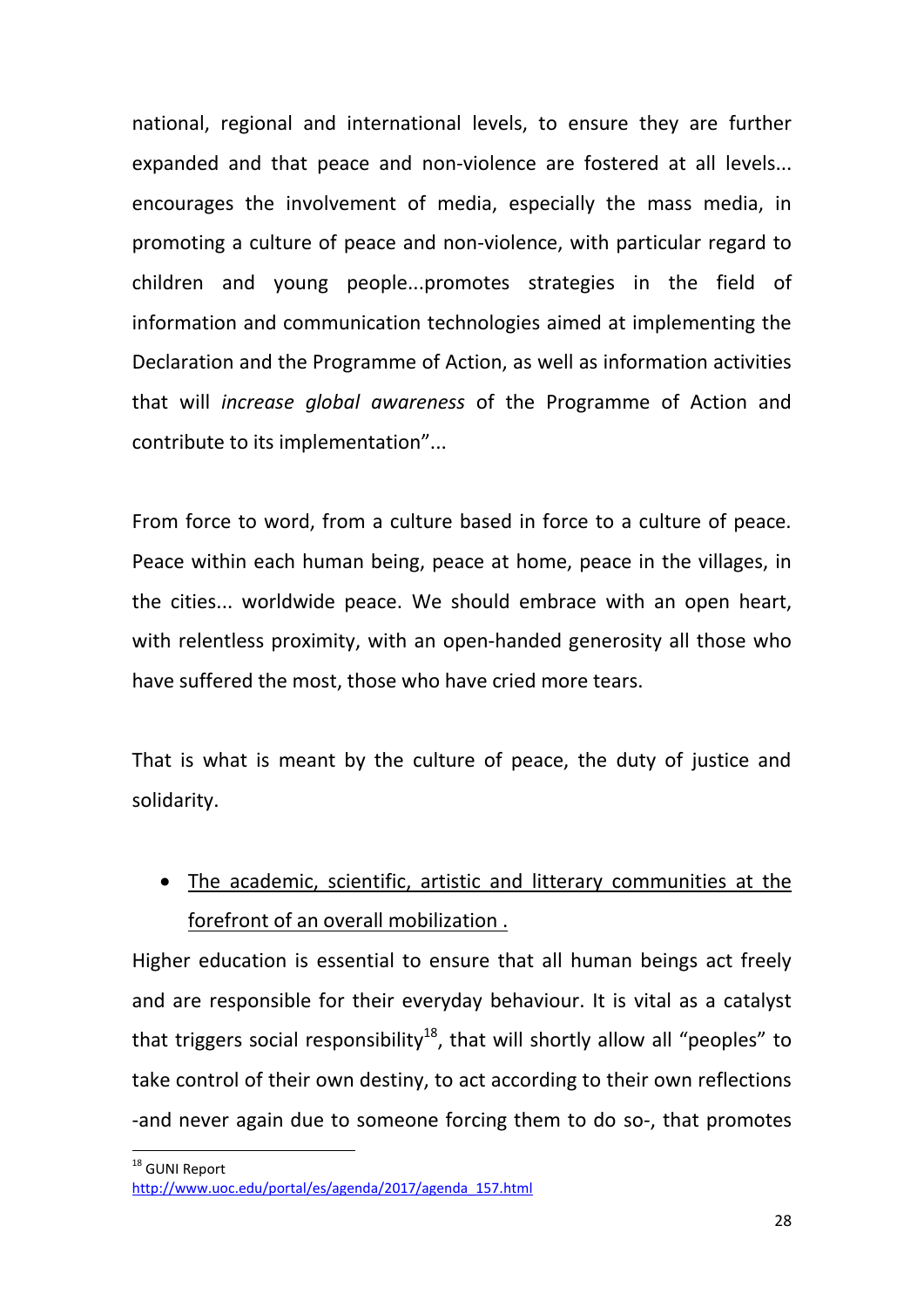national, regional and international levels, to ensure they are further expanded and that peace and non-violence are fostered at all levels... encourages the involvement of media, especially the mass media, in promoting a culture of peace and non-violence, with particular regard to children and young people...promotes strategies in the field of information and communication technologies aimed at implementing the Declaration and the Programme of Action, as well as information activities that will *increase global awareness* of the Programme of Action and contribute to its implementation"...

From force to word, from a culture based in force to a culture of peace. Peace within each human being, peace at home, peace in the villages, in the cities... worldwide peace. We should embrace with an open heart, with relentless proximity, with an open-handed generosity all those who have suffered the most, those who have cried more tears.

That is what is meant by the culture of peace, the duty of justice and solidarity.

- <u>The academic, scientific, artistic and litterary communities at the forefront of an overall mobilization .</u>

Higher education is essential to ensure that all human beings act freely and are responsible for their everyday behaviour. It is vital as a catalyst that triggers social responsibility[18], that will shortly allow all "peoples" to take control of their own destiny, to act according to their own reflections -and never again due to someone forcing them to do so-, that promotes

[18] GUNI Report
http://www.uoc.edu/portal/es/agenda/2017/agenda_157.html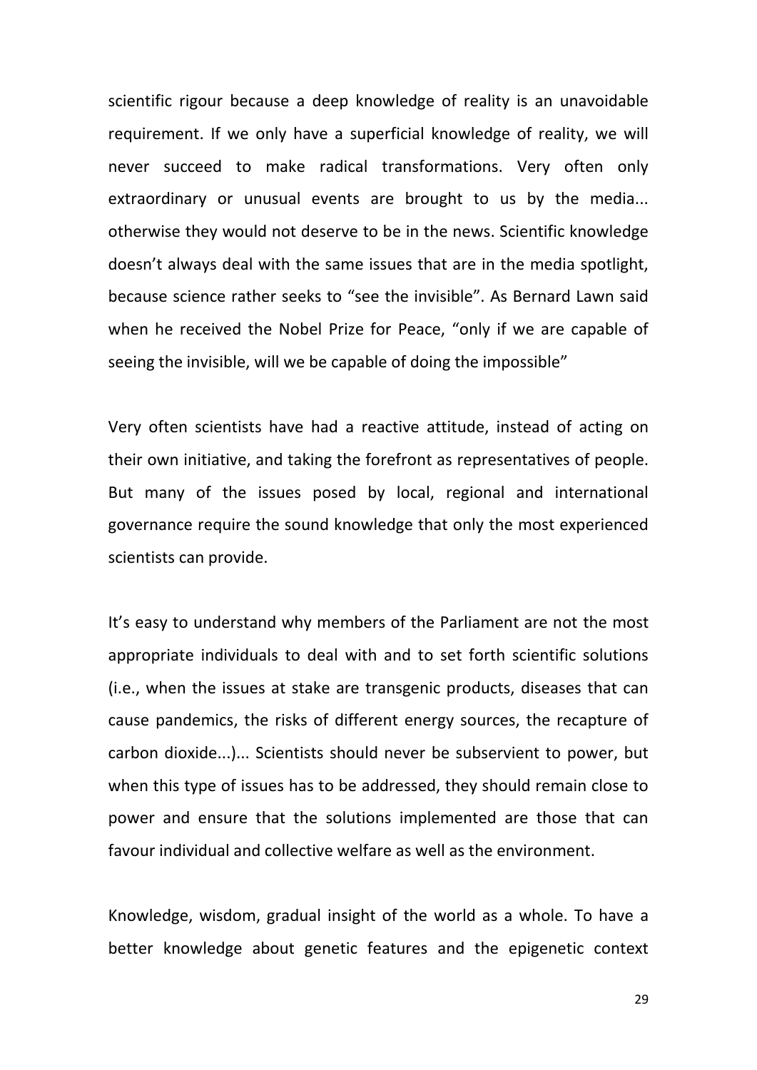scientific rigour because a deep knowledge of reality is an unavoidable requirement. If we only have a superficial knowledge of reality, we will never succeed to make radical transformations. Very often only extraordinary or unusual events are brought to us by the media... otherwise they would not deserve to be in the news. Scientific knowledge doesn't always deal with the same issues that are in the media spotlight, because science rather seeks to "see the invisible". As Bernard Lawn said when he received the Nobel Prize for Peace, "only if we are capable of seeing the invisible, will we be capable of doing the impossible"

Very often scientists have had a reactive attitude, instead of acting on their own initiative, and taking the forefront as representatives of people. But many of the issues posed by local, regional and international governance require the sound knowledge that only the most experienced scientists can provide.

It's easy to understand why members of the Parliament are not the most appropriate individuals to deal with and to set forth scientific solutions (i.e., when the issues at stake are transgenic products, diseases that can cause pandemics, the risks of different energy sources, the recapture of carbon dioxide...)... Scientists should never be subservient to power, but when this type of issues has to be addressed, they should remain close to power and ensure that the solutions implemented are those that can favour individual and collective welfare as well as the environment.

Knowledge, wisdom, gradual insight of the world as a whole. To have a better knowledge about genetic features and the epigenetic context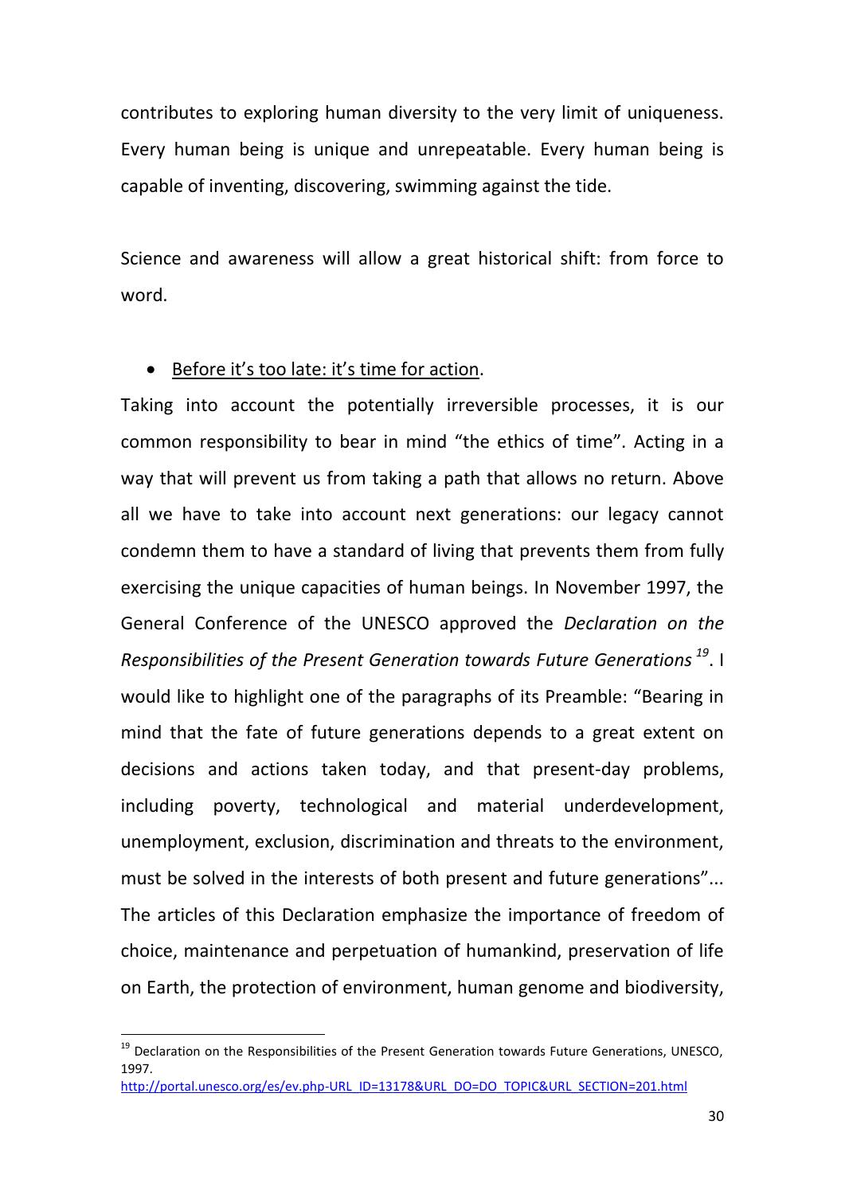contributes to exploring human diversity to the very limit of uniqueness. Every human being is unique and unrepeatable. Every human being is capable of inventing, discovering, swimming against the tide.

Science and awareness will allow a great historical shift: from force to word.

- Before it's too late: it's time for action.

Taking into account the potentially irreversible processes, it is our common responsibility to bear in mind "the ethics of time". Acting in a way that will prevent us from taking a path that allows no return. Above all we have to take into account next generations: our legacy cannot condemn them to have a standard of living that prevents them from fully exercising the unique capacities of human beings. In November 1997, the General Conference of the UNESCO approved the *Declaration on the Responsibilities of the Present Generation towards Future Generations* [19]. I would like to highlight one of the paragraphs of its Preamble: "Bearing in mind that the fate of future generations depends to a great extent on decisions and actions taken today, and that present-day problems, including poverty, technological and material underdevelopment, unemployment, exclusion, discrimination and threats to the environment, must be solved in the interests of both present and future generations"... The articles of this Declaration emphasize the importance of freedom of choice, maintenance and perpetuation of humankind, preservation of life on Earth, the protection of environment, human genome and biodiversity,

---

[19] Declaration on the Responsibilities of the Present Generation towards Future Generations, UNESCO, 1997. http://portal.unesco.org/es/ev.php-URL_ID=13178&URL_DO=DO_TOPIC&URL_SECTION=201.html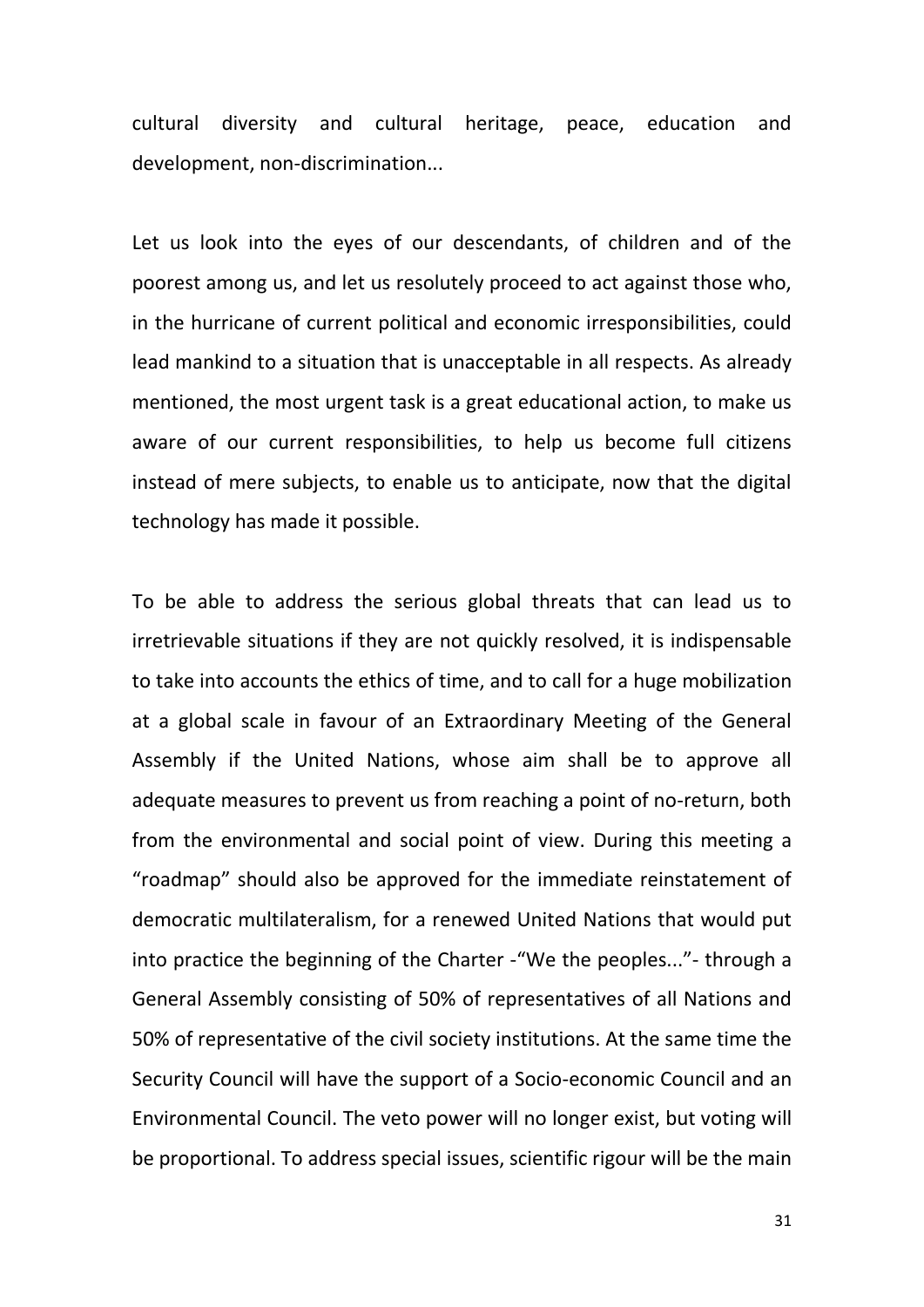cultural diversity and cultural heritage, peace, education and development, non-discrimination...

Let us look into the eyes of our descendants, of children and of the poorest among us, and let us resolutely proceed to act against those who, in the hurricane of current political and economic irresponsibilities, could lead mankind to a situation that is unacceptable in all respects. As already mentioned, the most urgent task is a great educational action, to make us aware of our current responsibilities, to help us become full citizens instead of mere subjects, to enable us to anticipate, now that the digital technology has made it possible.

To be able to address the serious global threats that can lead us to irretrievable situations if they are not quickly resolved, it is indispensable to take into accounts the ethics of time, and to call for a huge mobilization at a global scale in favour of an Extraordinary Meeting of the General Assembly if the United Nations, whose aim shall be to approve all adequate measures to prevent us from reaching a point of no-return, both from the environmental and social point of view. During this meeting a “roadmap” should also be approved for the immediate reinstatement of democratic multilateralism, for a renewed United Nations that would put into practice the beginning of the Charter -“We the peoples...”- through a General Assembly consisting of 50% of representatives of all Nations and 50% of representative of the civil society institutions. At the same time the Security Council will have the support of a Socio-economic Council and an Environmental Council. The veto power will no longer exist, but voting will be proportional. To address special issues, scientific rigour will be the main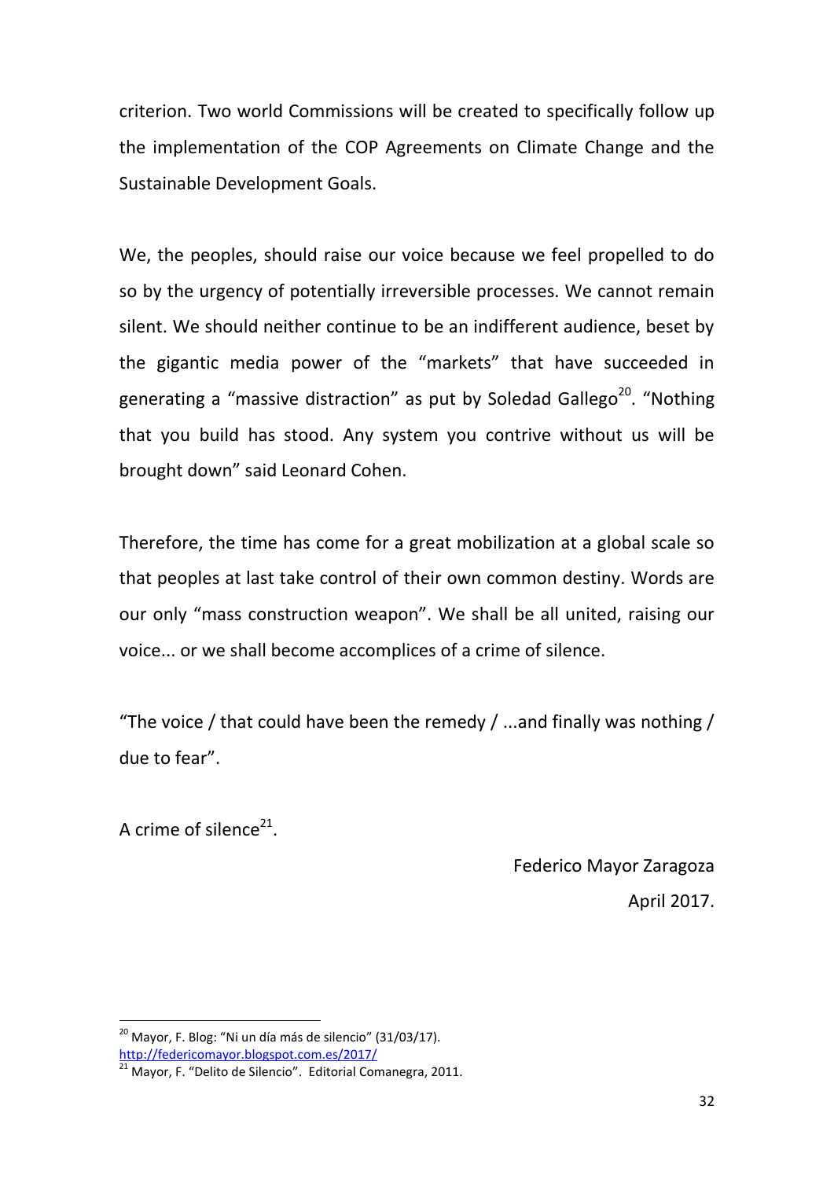criterion. Two world Commissions will be created to specifically follow up the implementation of the COP Agreements on Climate Change and the Sustainable Development Goals.

We, the peoples, should raise our voice because we feel propelled to do so by the urgency of potentially irreversible processes. We cannot remain silent. We should neither continue to be an indifferent audience, beset by the gigantic media power of the "markets" that have succeeded in generating a "massive distraction" as put by Soledad Gallego[20]. "Nothing that you build has stood. Any system you contrive without us will be brought down" said Leonard Cohen.

Therefore, the time has come for a great mobilization at a global scale so that peoples at last take control of their own common destiny. Words are our only "mass construction weapon". We shall be all united, raising our voice... or we shall become accomplices of a crime of silence.

"The voice / that could have been the remedy / ...and finally was nothing / due to fear".

A crime of silence[21].

Federico Mayor Zaragoza
April 2017.

---

[20] Mayor, F. Blog: "Ni un día más de silencio" (31/03/17). http://federicomayor.blogspot.com.es/2017/

[21] Mayor, F. "Delito de Silencio". Editorial Comanegra, 2011.